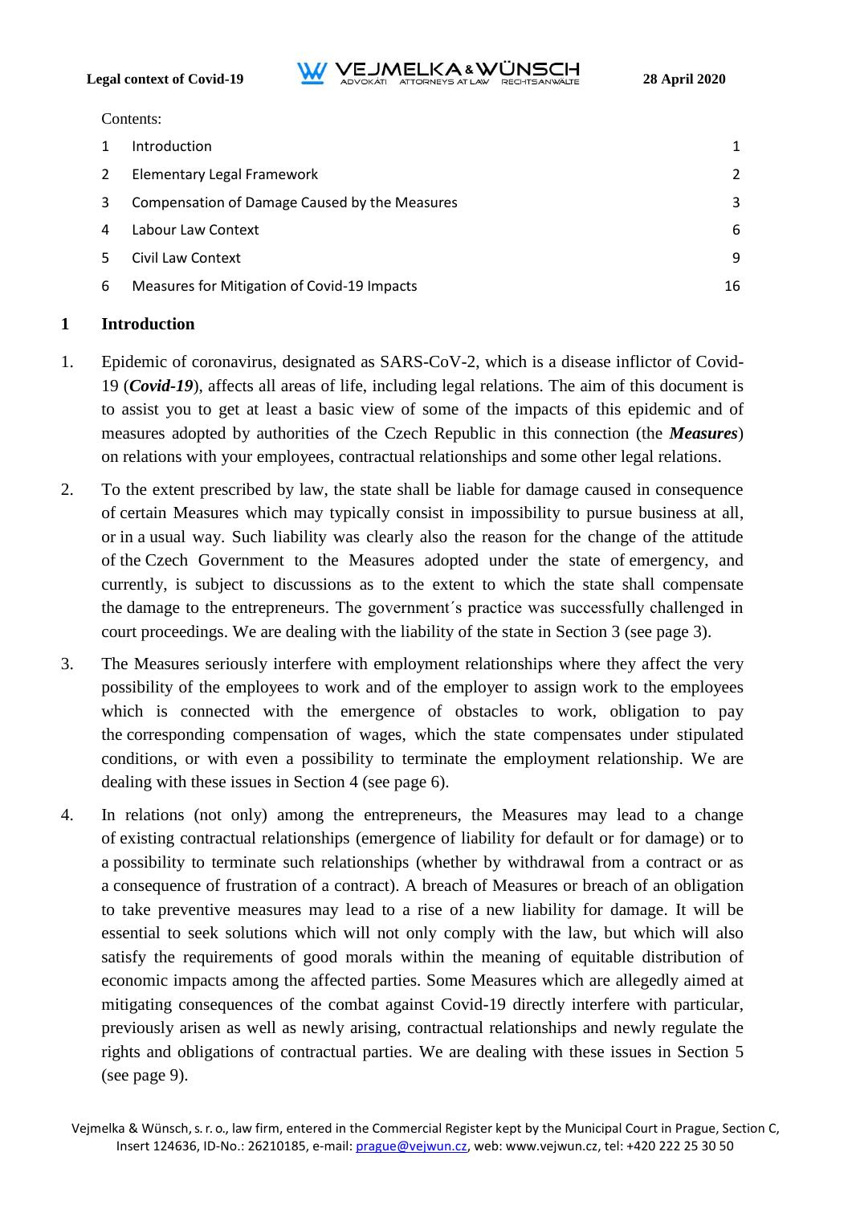Contents:

| | | |
|---|---|---|
| 1 | Introduction | 1 |
| 2 | Elementary Legal Framework | 2 |
| 3 | Compensation of Damage Caused by the Measures | 3 |
| 4 | Labour Law Context | 6 |
| 5 | Civil Law Context | 9 |
| 6 | Measures for Mitigation of Covid-19 Impacts | 16 |

## 1 Introduction

1. Epidemic of coronavirus, designated as SARS-CoV-2, which is a disease inflictor of Covid-19 (***Covid-19***), affects all areas of life, including legal relations. The aim of this document is to assist you to get at least a basic view of some of the impacts of this epidemic and of measures adopted by authorities of the Czech Republic in this connection (the ***Measures***) on relations with your employees, contractual relationships and some other legal relations.

2. To the extent prescribed by law, the state shall be liable for damage caused in consequence of certain Measures which may typically consist in impossibility to pursue business at all, or in a usual way. Such liability was clearly also the reason for the change of the attitude of the Czech Government to the Measures adopted under the state of emergency, and currently, is subject to discussions as to the extent to which the state shall compensate the damage to the entrepreneurs. The government´s practice was successfully challenged in court proceedings. We are dealing with the liability of the state in Section 3 (see page 3).

3. The Measures seriously interfere with employment relationships where they affect the very possibility of the employees to work and of the employer to assign work to the employees which is connected with the emergence of obstacles to work, obligation to pay the corresponding compensation of wages, which the state compensates under stipulated conditions, or with even a possibility to terminate the employment relationship. We are dealing with these issues in Section 4 (see page 6).

4. In relations (not only) among the entrepreneurs, the Measures may lead to a change of existing contractual relationships (emergence of liability for default or for damage) or to a possibility to terminate such relationships (whether by withdrawal from a contract or as a consequence of frustration of a contract). A breach of Measures or breach of an obligation to take preventive measures may lead to a rise of a new liability for damage. It will be essential to seek solutions which will not only comply with the law, but which will also satisfy the requirements of good morals within the meaning of equitable distribution of economic impacts among the affected parties. Some Measures which are allegedly aimed at mitigating consequences of the combat against Covid-19 directly interfere with particular, previously arisen as well as newly arising, contractual relationships and newly regulate the rights and obligations of contractual parties. We are dealing with these issues in Section 5 (see page 9).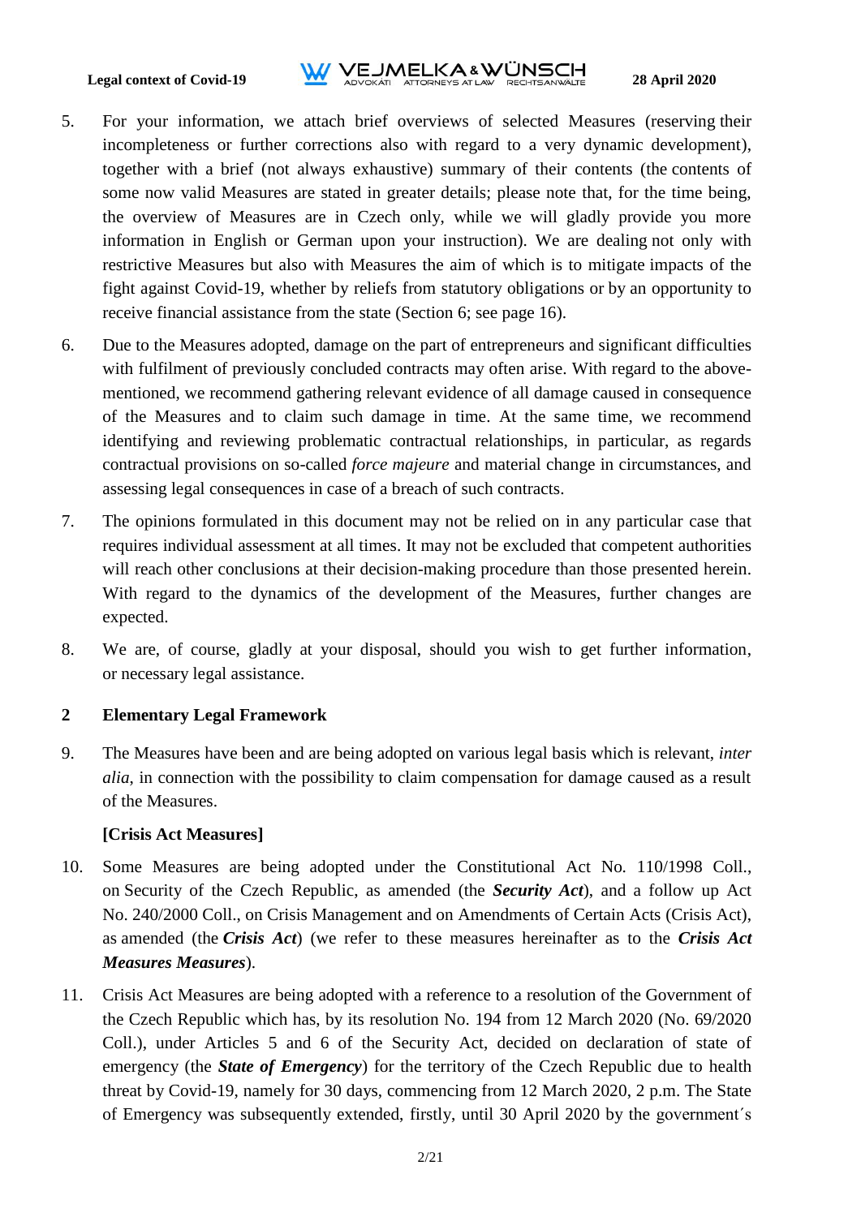5. For your information, we attach brief overviews of selected Measures (reserving their incompleteness or further corrections also with regard to a very dynamic development), together with a brief (not always exhaustive) summary of their contents (the contents of some now valid Measures are stated in greater details; please note that, for the time being, the overview of Measures are in Czech only, while we will gladly provide you more information in English or German upon your instruction). We are dealing not only with restrictive Measures but also with Measures the aim of which is to mitigate impacts of the fight against Covid-19, whether by reliefs from statutory obligations or by an opportunity to receive financial assistance from the state (Section 6; see page 16).

6. Due to the Measures adopted, damage on the part of entrepreneurs and significant difficulties with fulfilment of previously concluded contracts may often arise. With regard to the above-mentioned, we recommend gathering relevant evidence of all damage caused in consequence of the Measures and to claim such damage in time. At the same time, we recommend identifying and reviewing problematic contractual relationships, in particular, as regards contractual provisions on so-called *force majeure* and material change in circumstances, and assessing legal consequences in case of a breach of such contracts.

7. The opinions formulated in this document may not be relied on in any particular case that requires individual assessment at all times. It may not be excluded that competent authorities will reach other conclusions at their decision-making procedure than those presented herein. With regard to the dynamics of the development of the Measures, further changes are expected.

8. We are, of course, gladly at your disposal, should you wish to get further information, or necessary legal assistance.

## 2 Elementary Legal Framework

9. The Measures have been and are being adopted on various legal basis which is relevant, *inter alia*, in connection with the possibility to claim compensation for damage caused as a result of the Measures.

**[Crisis Act Measures]**

10. Some Measures are being adopted under the Constitutional Act No. 110/1998 Coll., on Security of the Czech Republic, as amended (the ***Security Act***), and a follow up Act No. 240/2000 Coll., on Crisis Management and on Amendments of Certain Acts (Crisis Act), as amended (the ***Crisis Act***) (we refer to these measures hereinafter as to the ***Crisis Act Measures Measures***).

11. Crisis Act Measures are being adopted with a reference to a resolution of the Government of the Czech Republic which has, by its resolution No. 194 from 12 March 2020 (No. 69/2020 Coll.), under Articles 5 and 6 of the Security Act, decided on declaration of state of emergency (the ***State of Emergency***) for the territory of the Czech Republic due to health threat by Covid-19, namely for 30 days, commencing from 12 March 2020, 2 p.m. The State of Emergency was subsequently extended, firstly, until 30 April 2020 by the government´s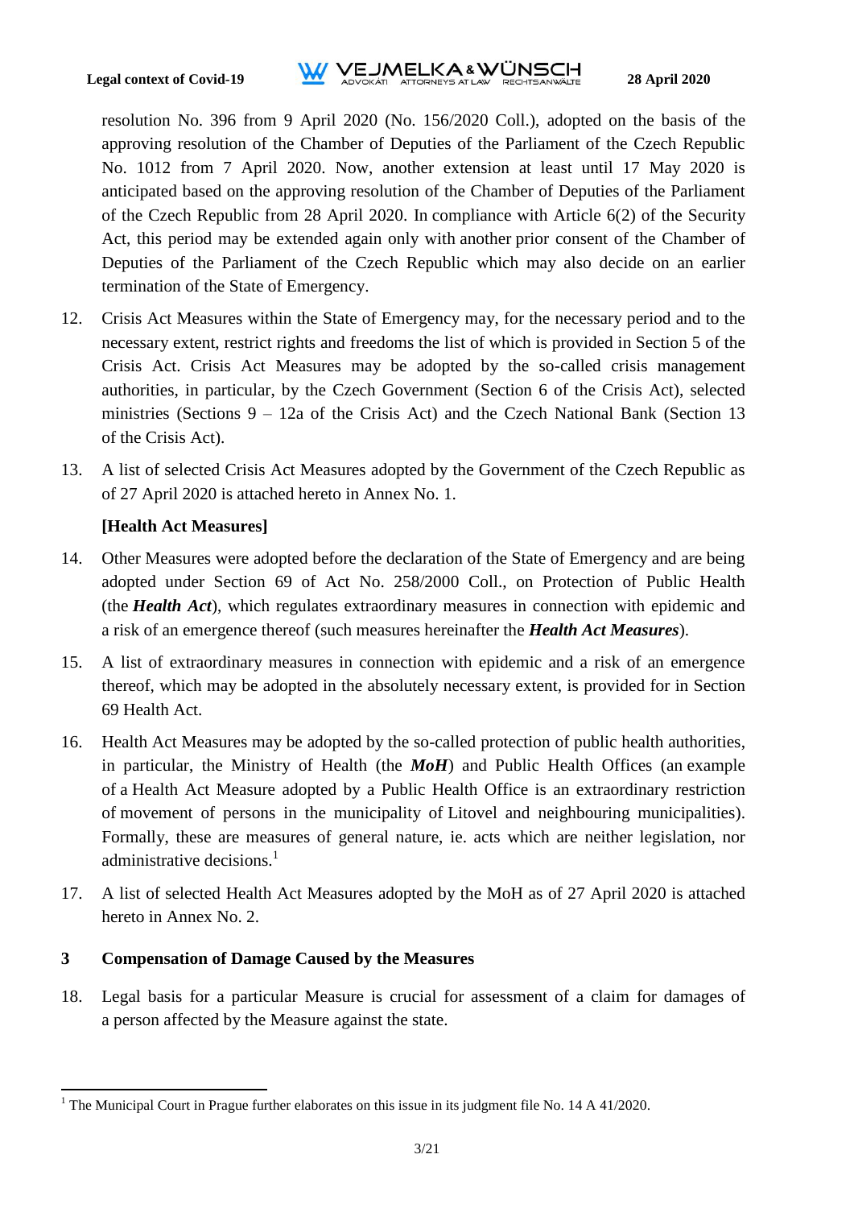resolution No. 396 from 9 April 2020 (No. 156/2020 Coll.), adopted on the basis of the approving resolution of the Chamber of Deputies of the Parliament of the Czech Republic No. 1012 from 7 April 2020. Now, another extension at least until 17 May 2020 is anticipated based on the approving resolution of the Chamber of Deputies of the Parliament of the Czech Republic from 28 April 2020. In compliance with Article 6(2) of the Security Act, this period may be extended again only with another prior consent of the Chamber of Deputies of the Parliament of the Czech Republic which may also decide on an earlier termination of the State of Emergency.

12. Crisis Act Measures within the State of Emergency may, for the necessary period and to the necessary extent, restrict rights and freedoms the list of which is provided in Section 5 of the Crisis Act. Crisis Act Measures may be adopted by the so-called crisis management authorities, in particular, by the Czech Government (Section 6 of the Crisis Act), selected ministries (Sections 9 – 12a of the Crisis Act) and the Czech National Bank (Section 13 of the Crisis Act).

13. A list of selected Crisis Act Measures adopted by the Government of the Czech Republic as of 27 April 2020 is attached hereto in Annex No. 1.

**[Health Act Measures]**

14. Other Measures were adopted before the declaration of the State of Emergency and are being adopted under Section 69 of Act No. 258/2000 Coll., on Protection of Public Health (the ***Health Act***), which regulates extraordinary measures in connection with epidemic and a risk of an emergence thereof (such measures hereinafter the ***Health Act Measures***).

15. A list of extraordinary measures in connection with epidemic and a risk of an emergence thereof, which may be adopted in the absolutely necessary extent, is provided for in Section 69 Health Act.

16. Health Act Measures may be adopted by the so-called protection of public health authorities, in particular, the Ministry of Health (the ***MoH***) and Public Health Offices (an example of a Health Act Measure adopted by a Public Health Office is an extraordinary restriction of movement of persons in the municipality of Litovel and neighbouring municipalities). Formally, these are measures of general nature, ie. acts which are neither legislation, nor administrative decisions.[1]

17. A list of selected Health Act Measures adopted by the MoH as of 27 April 2020 is attached hereto in Annex No. 2.

## 3 Compensation of Damage Caused by the Measures

18. Legal basis for a particular Measure is crucial for assessment of a claim for damages of a person affected by the Measure against the state.

[1] The Municipal Court in Prague further elaborates on this issue in its judgment file No. 14 A 41/2020.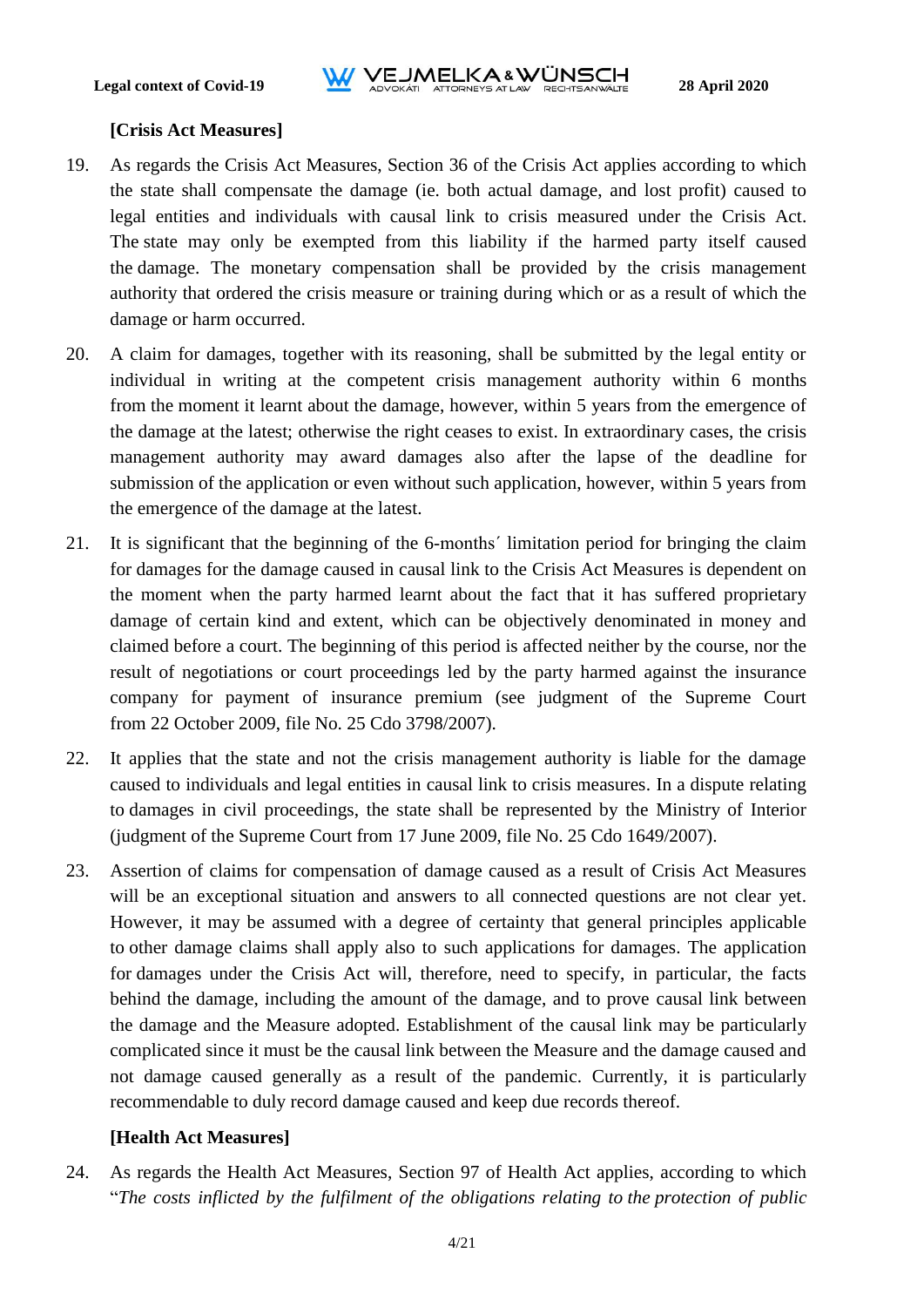**[Crisis Act Measures]**

19. As regards the Crisis Act Measures, Section 36 of the Crisis Act applies according to which the state shall compensate the damage (ie. both actual damage, and lost profit) caused to legal entities and individuals with causal link to crisis measured under the Crisis Act. The state may only be exempted from this liability if the harmed party itself caused the damage. The monetary compensation shall be provided by the crisis management authority that ordered the crisis measure or training during which or as a result of which the damage or harm occurred.

20. A claim for damages, together with its reasoning, shall be submitted by the legal entity or individual in writing at the competent crisis management authority within 6 months from the moment it learnt about the damage, however, within 5 years from the emergence of the damage at the latest; otherwise the right ceases to exist. In extraordinary cases, the crisis management authority may award damages also after the lapse of the deadline for submission of the application or even without such application, however, within 5 years from the emergence of the damage at the latest.

21. It is significant that the beginning of the 6-months´ limitation period for bringing the claim for damages for the damage caused in causal link to the Crisis Act Measures is dependent on the moment when the party harmed learnt about the fact that it has suffered proprietary damage of certain kind and extent, which can be objectively denominated in money and claimed before a court. The beginning of this period is affected neither by the course, nor the result of negotiations or court proceedings led by the party harmed against the insurance company for payment of insurance premium (see judgment of the Supreme Court from 22 October 2009, file No. 25 Cdo 3798/2007).

22. It applies that the state and not the crisis management authority is liable for the damage caused to individuals and legal entities in causal link to crisis measures. In a dispute relating to damages in civil proceedings, the state shall be represented by the Ministry of Interior (judgment of the Supreme Court from 17 June 2009, file No. 25 Cdo 1649/2007).

23. Assertion of claims for compensation of damage caused as a result of Crisis Act Measures will be an exceptional situation and answers to all connected questions are not clear yet. However, it may be assumed with a degree of certainty that general principles applicable to other damage claims shall apply also to such applications for damages. The application for damages under the Crisis Act will, therefore, need to specify, in particular, the facts behind the damage, including the amount of the damage, and to prove causal link between the damage and the Measure adopted. Establishment of the causal link may be particularly complicated since it must be the causal link between the Measure and the damage caused and not damage caused generally as a result of the pandemic. Currently, it is particularly recommendable to duly record damage caused and keep due records thereof.

**[Health Act Measures]**

24. As regards the Health Act Measures, Section 97 of Health Act applies, according to which "*The costs inflicted by the fulfilment of the obligations relating to the protection of public*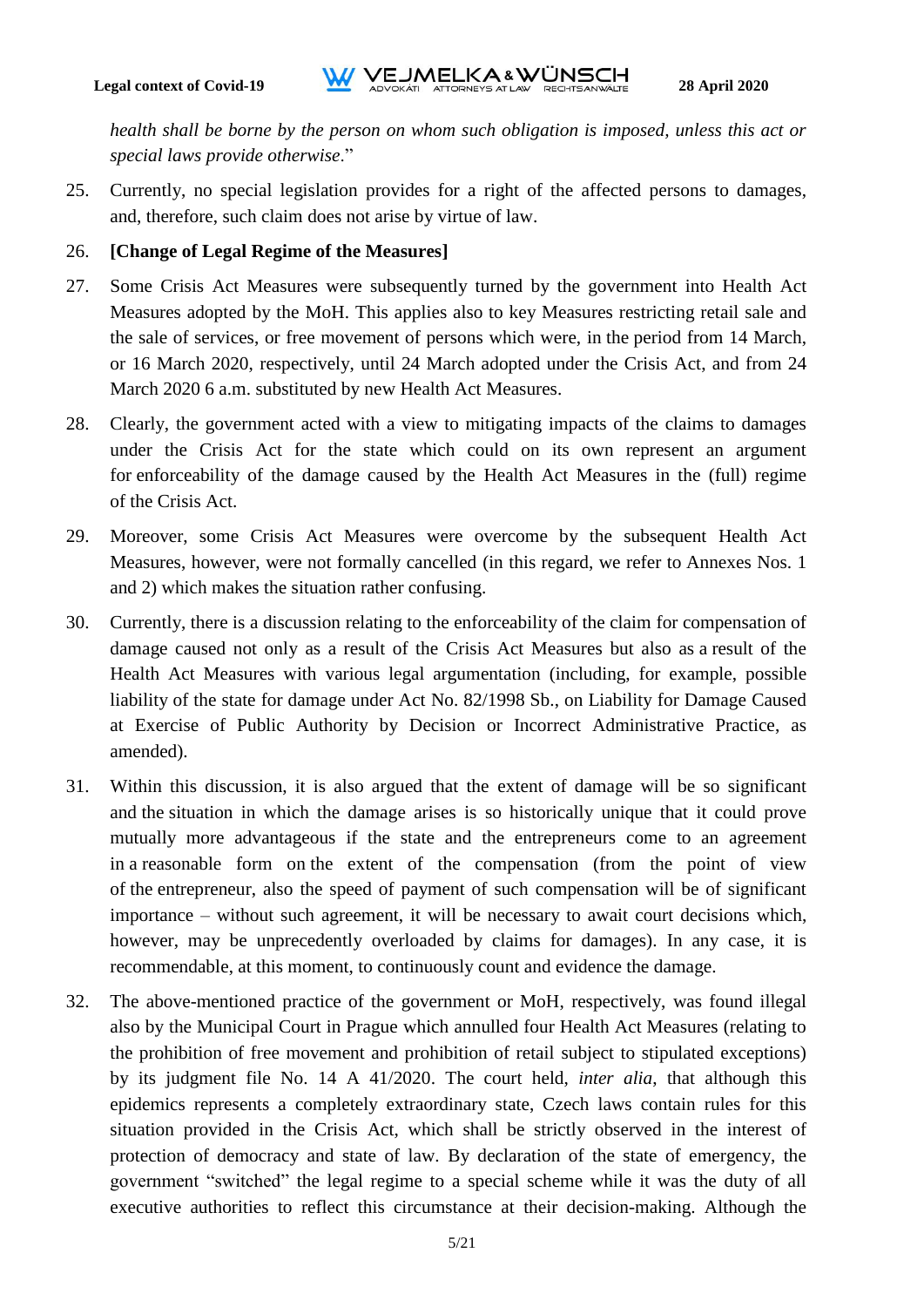*health shall be borne by the person on whom such obligation is imposed, unless this act or special laws provide otherwise*."

25. Currently, no special legislation provides for a right of the affected persons to damages, and, therefore, such claim does not arise by virtue of law.

26. **[Change of Legal Regime of the Measures]**

27. Some Crisis Act Measures were subsequently turned by the government into Health Act Measures adopted by the MoH. This applies also to key Measures restricting retail sale and the sale of services, or free movement of persons which were, in the period from 14 March, or 16 March 2020, respectively, until 24 March adopted under the Crisis Act, and from 24 March 2020 6 a.m. substituted by new Health Act Measures.

28. Clearly, the government acted with a view to mitigating impacts of the claims to damages under the Crisis Act for the state which could on its own represent an argument for enforceability of the damage caused by the Health Act Measures in the (full) regime of the Crisis Act.

29. Moreover, some Crisis Act Measures were overcome by the subsequent Health Act Measures, however, were not formally cancelled (in this regard, we refer to Annexes Nos. 1 and 2) which makes the situation rather confusing.

30. Currently, there is a discussion relating to the enforceability of the claim for compensation of damage caused not only as a result of the Crisis Act Measures but also as a result of the Health Act Measures with various legal argumentation (including, for example, possible liability of the state for damage under Act No. 82/1998 Sb., on Liability for Damage Caused at Exercise of Public Authority by Decision or Incorrect Administrative Practice, as amended).

31. Within this discussion, it is also argued that the extent of damage will be so significant and the situation in which the damage arises is so historically unique that it could prove mutually more advantageous if the state and the entrepreneurs come to an agreement in a reasonable form on the extent of the compensation (from the point of view of the entrepreneur, also the speed of payment of such compensation will be of significant importance – without such agreement, it will be necessary to await court decisions which, however, may be unprecedently overloaded by claims for damages). In any case, it is recommendable, at this moment, to continuously count and evidence the damage.

32. The above-mentioned practice of the government or MoH, respectively, was found illegal also by the Municipal Court in Prague which annulled four Health Act Measures (relating to the prohibition of free movement and prohibition of retail subject to stipulated exceptions) by its judgment file No. 14 A 41/2020. The court held, *inter alia*, that although this epidemics represents a completely extraordinary state, Czech laws contain rules for this situation provided in the Crisis Act, which shall be strictly observed in the interest of protection of democracy and state of law. By declaration of the state of emergency, the government "switched" the legal regime to a special scheme while it was the duty of all executive authorities to reflect this circumstance at their decision-making. Although the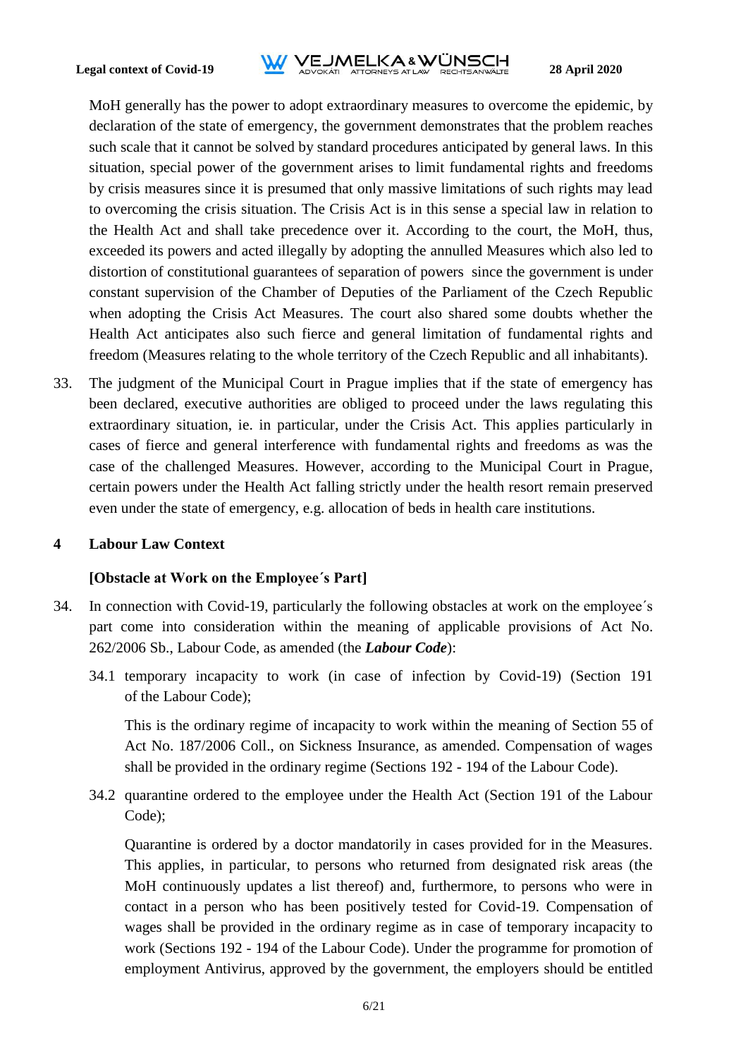MoH generally has the power to adopt extraordinary measures to overcome the epidemic, by declaration of the state of emergency, the government demonstrates that the problem reaches such scale that it cannot be solved by standard procedures anticipated by general laws. In this situation, special power of the government arises to limit fundamental rights and freedoms by crisis measures since it is presumed that only massive limitations of such rights may lead to overcoming the crisis situation. The Crisis Act is in this sense a special law in relation to the Health Act and shall take precedence over it. According to the court, the MoH, thus, exceeded its powers and acted illegally by adopting the annulled Measures which also led to distortion of constitutional guarantees of separation of powers since the government is under constant supervision of the Chamber of Deputies of the Parliament of the Czech Republic when adopting the Crisis Act Measures. The court also shared some doubts whether the Health Act anticipates also such fierce and general limitation of fundamental rights and freedom (Measures relating to the whole territory of the Czech Republic and all inhabitants).

33. The judgment of the Municipal Court in Prague implies that if the state of emergency has been declared, executive authorities are obliged to proceed under the laws regulating this extraordinary situation, ie. in particular, under the Crisis Act. This applies particularly in cases of fierce and general interference with fundamental rights and freedoms as was the case of the challenged Measures. However, according to the Municipal Court in Prague, certain powers under the Health Act falling strictly under the health resort remain preserved even under the state of emergency, e.g. allocation of beds in health care institutions.

## 4 Labour Law Context

### [Obstacle at Work on the Employee´s Part]

34. In connection with Covid-19, particularly the following obstacles at work on the employee´s part come into consideration within the meaning of applicable provisions of Act No. 262/2006 Sb., Labour Code, as amended (the ***Labour Code***):

    34.1 temporary incapacity to work (in case of infection by Covid-19) (Section 191 of the Labour Code);

    This is the ordinary regime of incapacity to work within the meaning of Section 55 of Act No. 187/2006 Coll., on Sickness Insurance, as amended. Compensation of wages shall be provided in the ordinary regime (Sections 192 - 194 of the Labour Code).

    34.2 quarantine ordered to the employee under the Health Act (Section 191 of the Labour Code);

    Quarantine is ordered by a doctor mandatorily in cases provided for in the Measures. This applies, in particular, to persons who returned from designated risk areas (the MoH continuously updates a list thereof) and, furthermore, to persons who were in contact in a person who has been positively tested for Covid-19. Compensation of wages shall be provided in the ordinary regime as in case of temporary incapacity to work (Sections 192 - 194 of the Labour Code). Under the programme for promotion of employment Antivirus, approved by the government, the employers should be entitled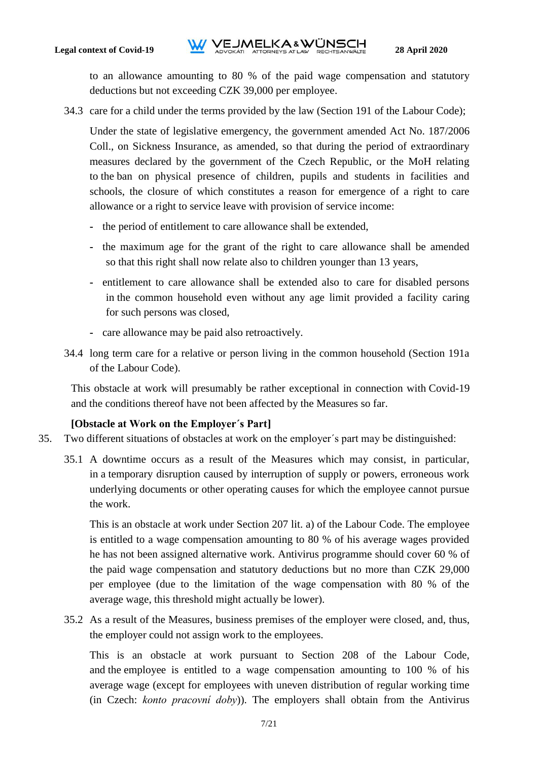to an allowance amounting to 80 % of the paid wage compensation and statutory deductions but not exceeding CZK 39,000 per employee.

34.3 care for a child under the terms provided by the law (Section 191 of the Labour Code);

Under the state of legislative emergency, the government amended Act No. 187/2006 Coll., on Sickness Insurance, as amended, so that during the period of extraordinary measures declared by the government of the Czech Republic, or the MoH relating to the ban on physical presence of children, pupils and students in facilities and schools, the closure of which constitutes a reason for emergence of a right to care allowance or a right to service leave with provision of service income:

- the period of entitlement to care allowance shall be extended,
- the maximum age for the grant of the right to care allowance shall be amended so that this right shall now relate also to children younger than 13 years,
- entitlement to care allowance shall be extended also to care for disabled persons in the common household even without any age limit provided a facility caring for such persons was closed,
- care allowance may be paid also retroactively.

34.4 long term care for a relative or person living in the common household (Section 191a of the Labour Code).

This obstacle at work will presumably be rather exceptional in connection with Covid-19 and the conditions thereof have not been affected by the Measures so far.

**[Obstacle at Work on the Employer´s Part]**

35. Two different situations of obstacles at work on the employer´s part may be distinguished:

35.1 A downtime occurs as a result of the Measures which may consist, in particular, in a temporary disruption caused by interruption of supply or powers, erroneous work underlying documents or other operating causes for which the employee cannot pursue the work.

This is an obstacle at work under Section 207 lit. a) of the Labour Code. The employee is entitled to a wage compensation amounting to 80 % of his average wages provided he has not been assigned alternative work. Antivirus programme should cover 60 % of the paid wage compensation and statutory deductions but no more than CZK 29,000 per employee (due to the limitation of the wage compensation with 80 % of the average wage, this threshold might actually be lower).

35.2 As a result of the Measures, business premises of the employer were closed, and, thus, the employer could not assign work to the employees.

This is an obstacle at work pursuant to Section 208 of the Labour Code, and the employee is entitled to a wage compensation amounting to 100 % of his average wage (except for employees with uneven distribution of regular working time (in Czech: *konto pracovní doby*)). The employers shall obtain from the Antivirus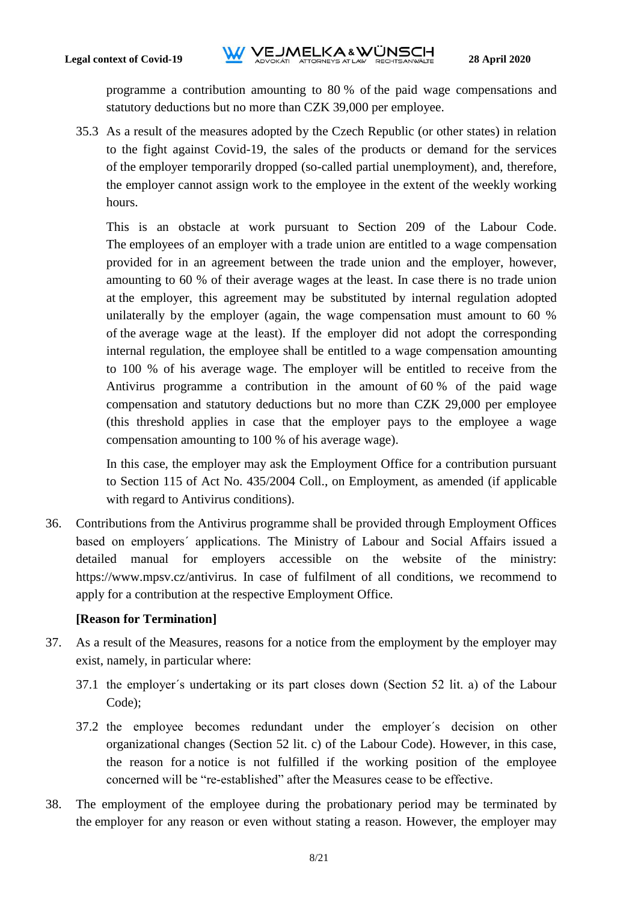programme a contribution amounting to 80 % of the paid wage compensations and statutory deductions but no more than CZK 39,000 per employee.

35.3 As a result of the measures adopted by the Czech Republic (or other states) in relation to the fight against Covid-19, the sales of the products or demand for the services of the employer temporarily dropped (so-called partial unemployment), and, therefore, the employer cannot assign work to the employee in the extent of the weekly working hours.

This is an obstacle at work pursuant to Section 209 of the Labour Code. The employees of an employer with a trade union are entitled to a wage compensation provided for in an agreement between the trade union and the employer, however, amounting to 60 % of their average wages at the least. In case there is no trade union at the employer, this agreement may be substituted by internal regulation adopted unilaterally by the employer (again, the wage compensation must amount to 60 % of the average wage at the least). If the employer did not adopt the corresponding internal regulation, the employee shall be entitled to a wage compensation amounting to 100 % of his average wage. The employer will be entitled to receive from the Antivirus programme a contribution in the amount of 60 % of the paid wage compensation and statutory deductions but no more than CZK 29,000 per employee (this threshold applies in case that the employer pays to the employee a wage compensation amounting to 100 % of his average wage).

In this case, the employer may ask the Employment Office for a contribution pursuant to Section 115 of Act No. 435/2004 Coll., on Employment, as amended (if applicable with regard to Antivirus conditions).

36. Contributions from the Antivirus programme shall be provided through Employment Offices based on employers´ applications. The Ministry of Labour and Social Affairs issued a detailed manual for employers accessible on the website of the ministry: https://www.mpsv.cz/antivirus. In case of fulfilment of all conditions, we recommend to apply for a contribution at the respective Employment Office.

**[Reason for Termination]**

37. As a result of the Measures, reasons for a notice from the employment by the employer may exist, namely, in particular where:

37.1 the employer´s undertaking or its part closes down (Section 52 lit. a) of the Labour Code);

37.2 the employee becomes redundant under the employer´s decision on other organizational changes (Section 52 lit. c) of the Labour Code). However, in this case, the reason for a notice is not fulfilled if the working position of the employee concerned will be "re-established" after the Measures cease to be effective.

38. The employment of the employee during the probationary period may be terminated by the employer for any reason or even without stating a reason. However, the employer may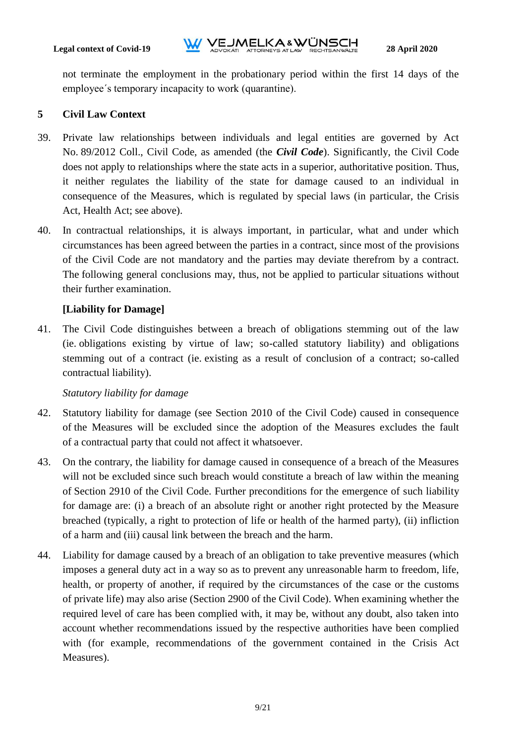not terminate the employment in the probationary period within the first 14 days of the employee´s temporary incapacity to work (quarantine).

## 5 Civil Law Context

39. Private law relationships between individuals and legal entities are governed by Act No. 89/2012 Coll., Civil Code, as amended (the ***Civil Code***). Significantly, the Civil Code does not apply to relationships where the state acts in a superior, authoritative position. Thus, it neither regulates the liability of the state for damage caused to an individual in consequence of the Measures, which is regulated by special laws (in particular, the Crisis Act, Health Act; see above).

40. In contractual relationships, it is always important, in particular, what and under which circumstances has been agreed between the parties in a contract, since most of the provisions of the Civil Code are not mandatory and the parties may deviate therefrom by a contract. The following general conclusions may, thus, not be applied to particular situations without their further examination.

**[Liability for Damage]**

41. The Civil Code distinguishes between a breach of obligations stemming out of the law (ie. obligations existing by virtue of law; so-called statutory liability) and obligations stemming out of a contract (ie. existing as a result of conclusion of a contract; so-called contractual liability).

*Statutory liability for damage*

42. Statutory liability for damage (see Section 2010 of the Civil Code) caused in consequence of the Measures will be excluded since the adoption of the Measures excludes the fault of a contractual party that could not affect it whatsoever.

43. On the contrary, the liability for damage caused in consequence of a breach of the Measures will not be excluded since such breach would constitute a breach of law within the meaning of Section 2910 of the Civil Code. Further preconditions for the emergence of such liability for damage are: (i) a breach of an absolute right or another right protected by the Measure breached (typically, a right to protection of life or health of the harmed party), (ii) infliction of a harm and (iii) causal link between the breach and the harm.

44. Liability for damage caused by a breach of an obligation to take preventive measures (which imposes a general duty act in a way so as to prevent any unreasonable harm to freedom, life, health, or property of another, if required by the circumstances of the case or the customs of private life) may also arise (Section 2900 of the Civil Code). When examining whether the required level of care has been complied with, it may be, without any doubt, also taken into account whether recommendations issued by the respective authorities have been complied with (for example, recommendations of the government contained in the Crisis Act Measures).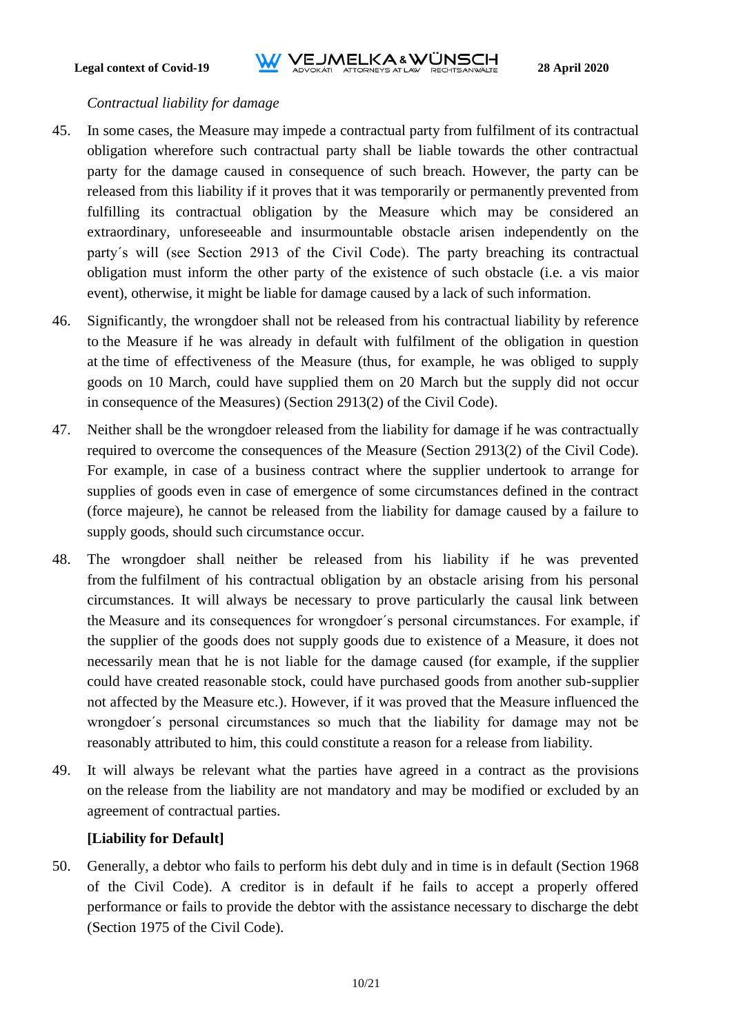*Contractual liability for damage*

45. In some cases, the Measure may impede a contractual party from fulfilment of its contractual obligation wherefore such contractual party shall be liable towards the other contractual party for the damage caused in consequence of such breach. However, the party can be released from this liability if it proves that it was temporarily or permanently prevented from fulfilling its contractual obligation by the Measure which may be considered an extraordinary, unforeseeable and insurmountable obstacle arisen independently on the party´s will (see Section 2913 of the Civil Code). The party breaching its contractual obligation must inform the other party of the existence of such obstacle (i.e. a vis maior event), otherwise, it might be liable for damage caused by a lack of such information.

46. Significantly, the wrongdoer shall not be released from his contractual liability by reference to the Measure if he was already in default with fulfilment of the obligation in question at the time of effectiveness of the Measure (thus, for example, he was obliged to supply goods on 10 March, could have supplied them on 20 March but the supply did not occur in consequence of the Measures) (Section 2913(2) of the Civil Code).

47. Neither shall be the wrongdoer released from the liability for damage if he was contractually required to overcome the consequences of the Measure (Section 2913(2) of the Civil Code). For example, in case of a business contract where the supplier undertook to arrange for supplies of goods even in case of emergence of some circumstances defined in the contract (force majeure), he cannot be released from the liability for damage caused by a failure to supply goods, should such circumstance occur.

48. The wrongdoer shall neither be released from his liability if he was prevented from the fulfilment of his contractual obligation by an obstacle arising from his personal circumstances. It will always be necessary to prove particularly the causal link between the Measure and its consequences for wrongdoer´s personal circumstances. For example, if the supplier of the goods does not supply goods due to existence of a Measure, it does not necessarily mean that he is not liable for the damage caused (for example, if the supplier could have created reasonable stock, could have purchased goods from another sub-supplier not affected by the Measure etc.). However, if it was proved that the Measure influenced the wrongdoer´s personal circumstances so much that the liability for damage may not be reasonably attributed to him, this could constitute a reason for a release from liability.

49. It will always be relevant what the parties have agreed in a contract as the provisions on the release from the liability are not mandatory and may be modified or excluded by an agreement of contractual parties.

**[Liability for Default]**

50. Generally, a debtor who fails to perform his debt duly and in time is in default (Section 1968 of the Civil Code). A creditor is in default if he fails to accept a properly offered performance or fails to provide the debtor with the assistance necessary to discharge the debt (Section 1975 of the Civil Code).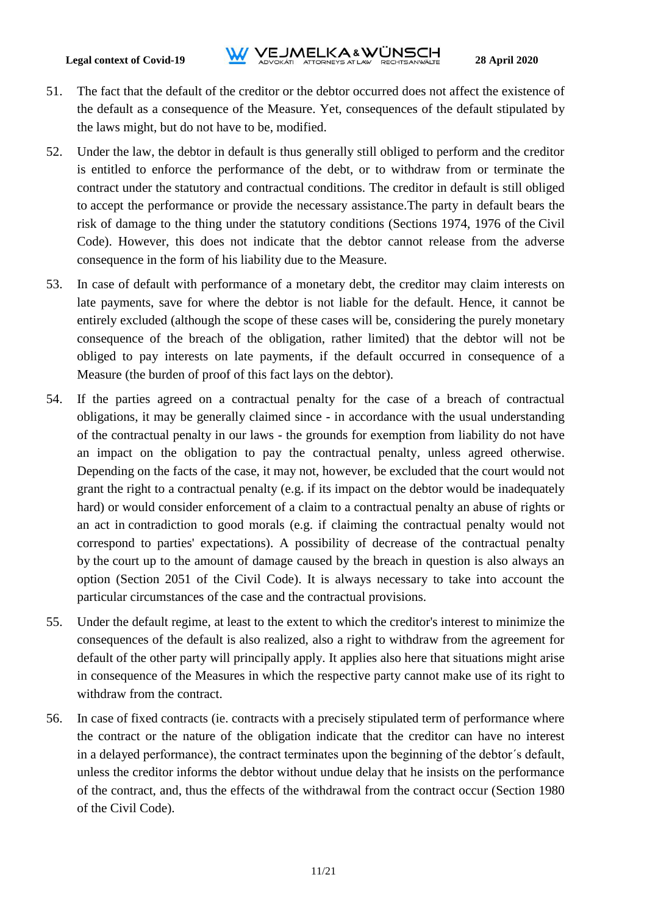51. The fact that the default of the creditor or the debtor occurred does not affect the existence of the default as a consequence of the Measure. Yet, consequences of the default stipulated by the laws might, but do not have to be, modified.

52. Under the law, the debtor in default is thus generally still obliged to perform and the creditor is entitled to enforce the performance of the debt, or to withdraw from or terminate the contract under the statutory and contractual conditions. The creditor in default is still obliged to accept the performance or provide the necessary assistance.The party in default bears the risk of damage to the thing under the statutory conditions (Sections 1974, 1976 of the Civil Code). However, this does not indicate that the debtor cannot release from the adverse consequence in the form of his liability due to the Measure.

53. In case of default with performance of a monetary debt, the creditor may claim interests on late payments, save for where the debtor is not liable for the default. Hence, it cannot be entirely excluded (although the scope of these cases will be, considering the purely monetary consequence of the breach of the obligation, rather limited) that the debtor will not be obliged to pay interests on late payments, if the default occurred in consequence of a Measure (the burden of proof of this fact lays on the debtor).

54. If the parties agreed on a contractual penalty for the case of a breach of contractual obligations, it may be generally claimed since - in accordance with the usual understanding of the contractual penalty in our laws - the grounds for exemption from liability do not have an impact on the obligation to pay the contractual penalty, unless agreed otherwise. Depending on the facts of the case, it may not, however, be excluded that the court would not grant the right to a contractual penalty (e.g. if its impact on the debtor would be inadequately hard) or would consider enforcement of a claim to a contractual penalty an abuse of rights or an act in contradiction to good morals (e.g. if claiming the contractual penalty would not correspond to parties' expectations). A possibility of decrease of the contractual penalty by the court up to the amount of damage caused by the breach in question is also always an option (Section 2051 of the Civil Code). It is always necessary to take into account the particular circumstances of the case and the contractual provisions.

55. Under the default regime, at least to the extent to which the creditor's interest to minimize the consequences of the default is also realized, also a right to withdraw from the agreement for default of the other party will principally apply. It applies also here that situations might arise in consequence of the Measures in which the respective party cannot make use of its right to withdraw from the contract.

56. In case of fixed contracts (ie. contracts with a precisely stipulated term of performance where the contract or the nature of the obligation indicate that the creditor can have no interest in a delayed performance), the contract terminates upon the beginning of the debtor´s default, unless the creditor informs the debtor without undue delay that he insists on the performance of the contract, and, thus the effects of the withdrawal from the contract occur (Section 1980 of the Civil Code).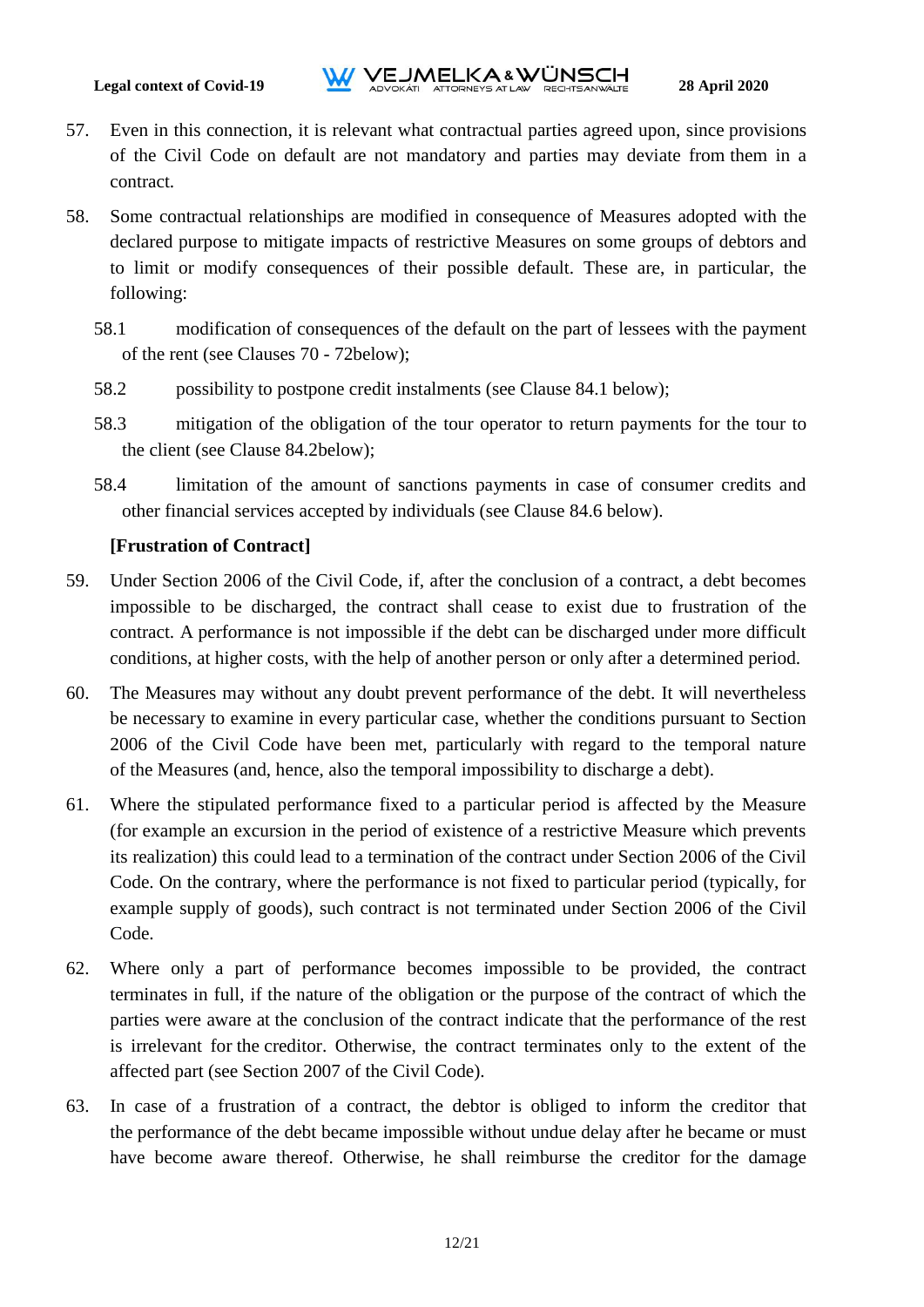57. Even in this connection, it is relevant what contractual parties agreed upon, since provisions of the Civil Code on default are not mandatory and parties may deviate from them in a contract.

58. Some contractual relationships are modified in consequence of Measures adopted with the declared purpose to mitigate impacts of restrictive Measures on some groups of debtors and to limit or modify consequences of their possible default. These are, in particular, the following:

   58.1 modification of consequences of the default on the part of lessees with the payment of the rent (see Clauses 70 - 72below);

   58.2 possibility to postpone credit instalments (see Clause 84.1 below);

   58.3 mitigation of the obligation of the tour operator to return payments for the tour to the client (see Clause 84.2below);

   58.4 limitation of the amount of sanctions payments in case of consumer credits and other financial services accepted by individuals (see Clause 84.6 below).

**[Frustration of Contract]**

59. Under Section 2006 of the Civil Code, if, after the conclusion of a contract, a debt becomes impossible to be discharged, the contract shall cease to exist due to frustration of the contract. A performance is not impossible if the debt can be discharged under more difficult conditions, at higher costs, with the help of another person or only after a determined period.

60. The Measures may without any doubt prevent performance of the debt. It will nevertheless be necessary to examine in every particular case, whether the conditions pursuant to Section 2006 of the Civil Code have been met, particularly with regard to the temporal nature of the Measures (and, hence, also the temporal impossibility to discharge a debt).

61. Where the stipulated performance fixed to a particular period is affected by the Measure (for example an excursion in the period of existence of a restrictive Measure which prevents its realization) this could lead to a termination of the contract under Section 2006 of the Civil Code. On the contrary, where the performance is not fixed to particular period (typically, for example supply of goods), such contract is not terminated under Section 2006 of the Civil Code.

62. Where only a part of performance becomes impossible to be provided, the contract terminates in full, if the nature of the obligation or the purpose of the contract of which the parties were aware at the conclusion of the contract indicate that the performance of the rest is irrelevant for the creditor. Otherwise, the contract terminates only to the extent of the affected part (see Section 2007 of the Civil Code).

63. In case of a frustration of a contract, the debtor is obliged to inform the creditor that the performance of the debt became impossible without undue delay after he became or must have become aware thereof. Otherwise, he shall reimburse the creditor for the damage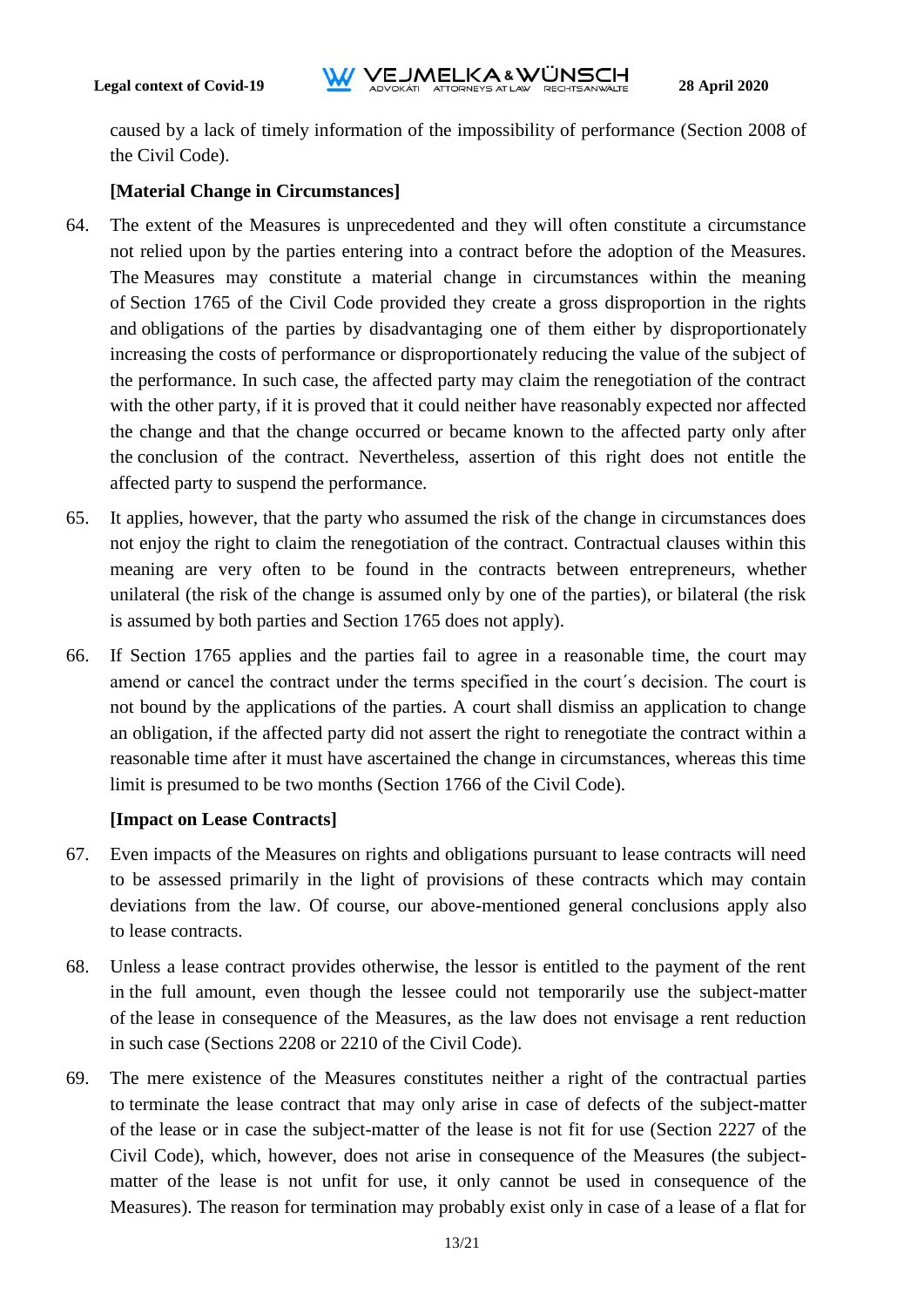caused by a lack of timely information of the impossibility of performance (Section 2008 of the Civil Code).

**[Material Change in Circumstances]**

64. The extent of the Measures is unprecedented and they will often constitute a circumstance not relied upon by the parties entering into a contract before the adoption of the Measures. The Measures may constitute a material change in circumstances within the meaning of Section 1765 of the Civil Code provided they create a gross disproportion in the rights and obligations of the parties by disadvantaging one of them either by disproportionately increasing the costs of performance or disproportionately reducing the value of the subject of the performance. In such case, the affected party may claim the renegotiation of the contract with the other party, if it is proved that it could neither have reasonably expected nor affected the change and that the change occurred or became known to the affected party only after the conclusion of the contract. Nevertheless, assertion of this right does not entitle the affected party to suspend the performance.

65. It applies, however, that the party who assumed the risk of the change in circumstances does not enjoy the right to claim the renegotiation of the contract. Contractual clauses within this meaning are very often to be found in the contracts between entrepreneurs, whether unilateral (the risk of the change is assumed only by one of the parties), or bilateral (the risk is assumed by both parties and Section 1765 does not apply).

66. If Section 1765 applies and the parties fail to agree in a reasonable time, the court may amend or cancel the contract under the terms specified in the court´s decision. The court is not bound by the applications of the parties. A court shall dismiss an application to change an obligation, if the affected party did not assert the right to renegotiate the contract within a reasonable time after it must have ascertained the change in circumstances, whereas this time limit is presumed to be two months (Section 1766 of the Civil Code).

**[Impact on Lease Contracts]**

67. Even impacts of the Measures on rights and obligations pursuant to lease contracts will need to be assessed primarily in the light of provisions of these contracts which may contain deviations from the law. Of course, our above-mentioned general conclusions apply also to lease contracts.

68. Unless a lease contract provides otherwise, the lessor is entitled to the payment of the rent in the full amount, even though the lessee could not temporarily use the subject-matter of the lease in consequence of the Measures, as the law does not envisage a rent reduction in such case (Sections 2208 or 2210 of the Civil Code).

69. The mere existence of the Measures constitutes neither a right of the contractual parties to terminate the lease contract that may only arise in case of defects of the subject-matter of the lease or in case the subject-matter of the lease is not fit for use (Section 2227 of the Civil Code), which, however, does not arise in consequence of the Measures (the subject-matter of the lease is not unfit for use, it only cannot be used in consequence of the Measures). The reason for termination may probably exist only in case of a lease of a flat for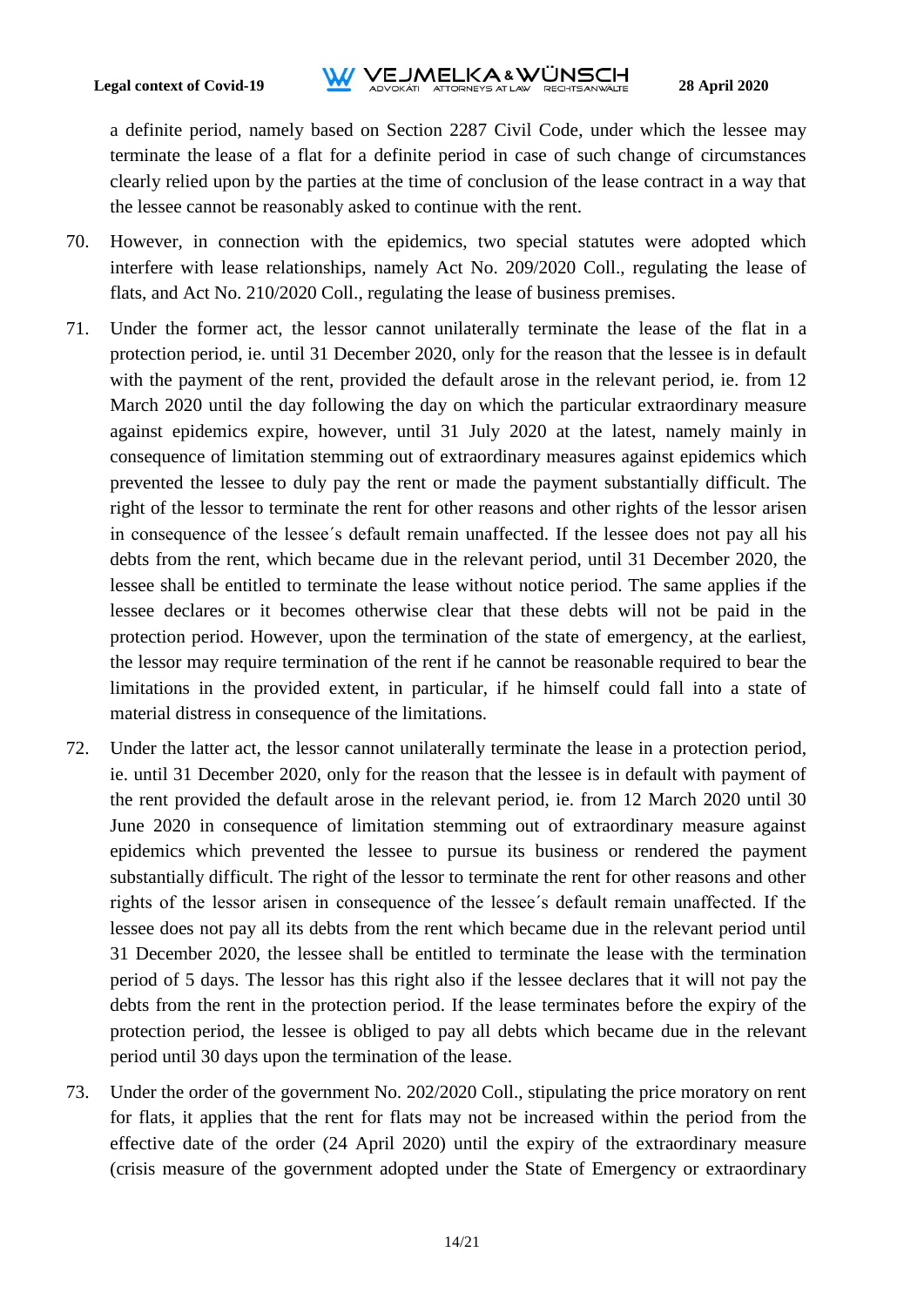a definite period, namely based on Section 2287 Civil Code, under which the lessee may terminate the lease of a flat for a definite period in case of such change of circumstances clearly relied upon by the parties at the time of conclusion of the lease contract in a way that the lessee cannot be reasonably asked to continue with the rent.

70. However, in connection with the epidemics, two special statutes were adopted which interfere with lease relationships, namely Act No. 209/2020 Coll., regulating the lease of flats, and Act No. 210/2020 Coll., regulating the lease of business premises.

71. Under the former act, the lessor cannot unilaterally terminate the lease of the flat in a protection period, ie. until 31 December 2020, only for the reason that the lessee is in default with the payment of the rent, provided the default arose in the relevant period, ie. from 12 March 2020 until the day following the day on which the particular extraordinary measure against epidemics expire, however, until 31 July 2020 at the latest, namely mainly in consequence of limitation stemming out of extraordinary measures against epidemics which prevented the lessee to duly pay the rent or made the payment substantially difficult. The right of the lessor to terminate the rent for other reasons and other rights of the lessor arisen in consequence of the lessee´s default remain unaffected. If the lessee does not pay all his debts from the rent, which became due in the relevant period, until 31 December 2020, the lessee shall be entitled to terminate the lease without notice period. The same applies if the lessee declares or it becomes otherwise clear that these debts will not be paid in the protection period. However, upon the termination of the state of emergency, at the earliest, the lessor may require termination of the rent if he cannot be reasonable required to bear the limitations in the provided extent, in particular, if he himself could fall into a state of material distress in consequence of the limitations.

72. Under the latter act, the lessor cannot unilaterally terminate the lease in a protection period, ie. until 31 December 2020, only for the reason that the lessee is in default with payment of the rent provided the default arose in the relevant period, ie. from 12 March 2020 until 30 June 2020 in consequence of limitation stemming out of extraordinary measure against epidemics which prevented the lessee to pursue its business or rendered the payment substantially difficult. The right of the lessor to terminate the rent for other reasons and other rights of the lessor arisen in consequence of the lessee´s default remain unaffected. If the lessee does not pay all its debts from the rent which became due in the relevant period until 31 December 2020, the lessee shall be entitled to terminate the lease with the termination period of 5 days. The lessor has this right also if the lessee declares that it will not pay the debts from the rent in the protection period. If the lease terminates before the expiry of the protection period, the lessee is obliged to pay all debts which became due in the relevant period until 30 days upon the termination of the lease.

73. Under the order of the government No. 202/2020 Coll., stipulating the price moratory on rent for flats, it applies that the rent for flats may not be increased within the period from the effective date of the order (24 April 2020) until the expiry of the extraordinary measure (crisis measure of the government adopted under the State of Emergency or extraordinary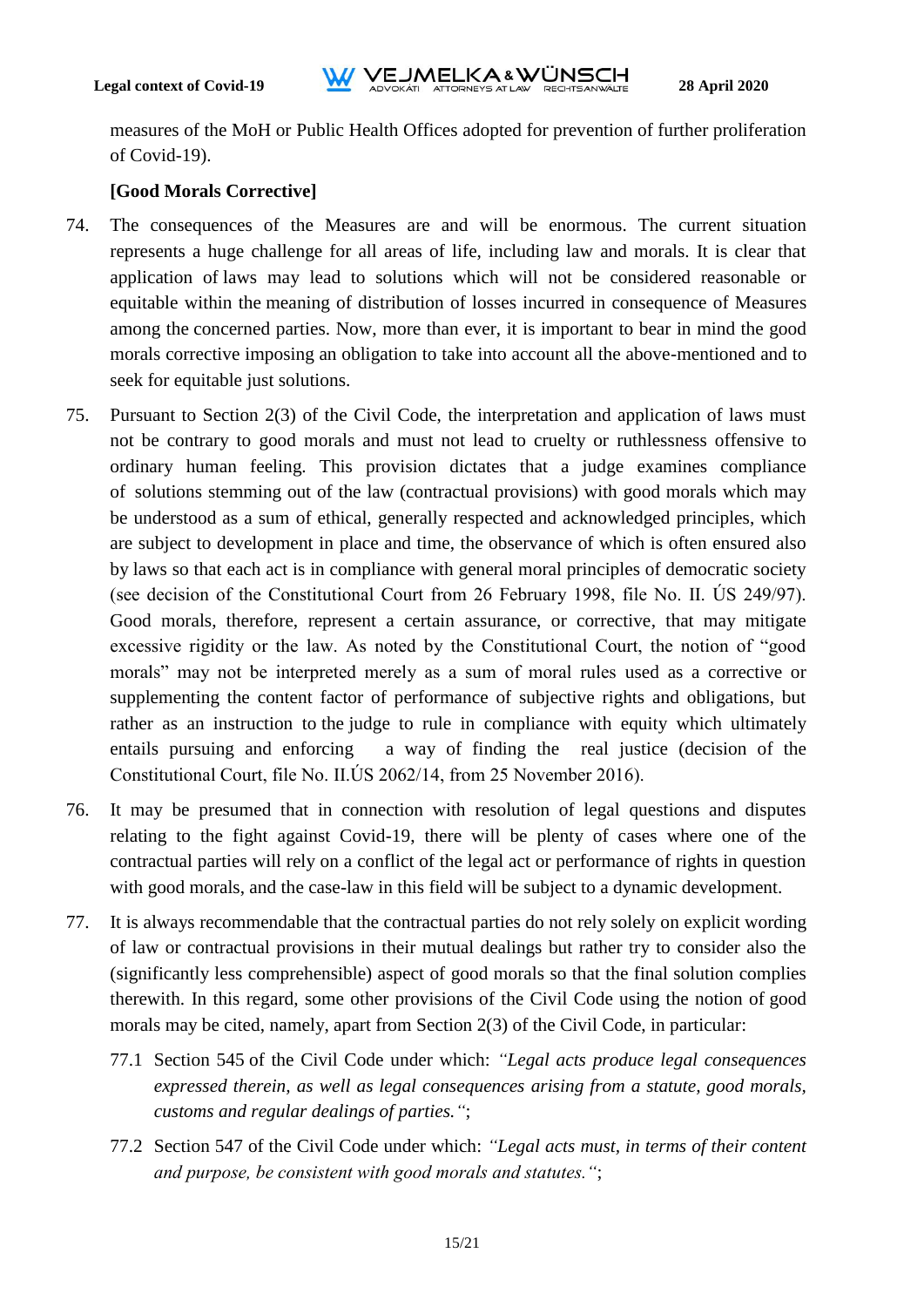measures of the MoH or Public Health Offices adopted for prevention of further proliferation of Covid-19).

**[Good Morals Corrective]**

74. The consequences of the Measures are and will be enormous. The current situation represents a huge challenge for all areas of life, including law and morals. It is clear that application of laws may lead to solutions which will not be considered reasonable or equitable within the meaning of distribution of losses incurred in consequence of Measures among the concerned parties. Now, more than ever, it is important to bear in mind the good morals corrective imposing an obligation to take into account all the above-mentioned and to seek for equitable just solutions.

75. Pursuant to Section 2(3) of the Civil Code, the interpretation and application of laws must not be contrary to good morals and must not lead to cruelty or ruthlessness offensive to ordinary human feeling. This provision dictates that a judge examines compliance of solutions stemming out of the law (contractual provisions) with good morals which may be understood as a sum of ethical, generally respected and acknowledged principles, which are subject to development in place and time, the observance of which is often ensured also by laws so that each act is in compliance with general moral principles of democratic society (see decision of the Constitutional Court from 26 February 1998, file No. II. ÚS 249/97). Good morals, therefore, represent a certain assurance, or corrective, that may mitigate excessive rigidity or the law. As noted by the Constitutional Court, the notion of "good morals" may not be interpreted merely as a sum of moral rules used as a corrective or supplementing the content factor of performance of subjective rights and obligations, but rather as an instruction to the judge to rule in compliance with equity which ultimately entails pursuing and enforcing a way of finding the real justice (decision of the Constitutional Court, file No. II.ÚS 2062/14, from 25 November 2016).

76. It may be presumed that in connection with resolution of legal questions and disputes relating to the fight against Covid-19, there will be plenty of cases where one of the contractual parties will rely on a conflict of the legal act or performance of rights in question with good morals, and the case-law in this field will be subject to a dynamic development.

77. It is always recommendable that the contractual parties do not rely solely on explicit wording of law or contractual provisions in their mutual dealings but rather try to consider also the (significantly less comprehensible) aspect of good morals so that the final solution complies therewith. In this regard, some other provisions of the Civil Code using the notion of good morals may be cited, namely, apart from Section 2(3) of the Civil Code, in particular:

    77.1 Section 545 of the Civil Code under which: *"Legal acts produce legal consequences expressed therein, as well as legal consequences arising from a statute, good morals, customs and regular dealings of parties."*;

    77.2 Section 547 of the Civil Code under which: *"Legal acts must, in terms of their content and purpose, be consistent with good morals and statutes."*;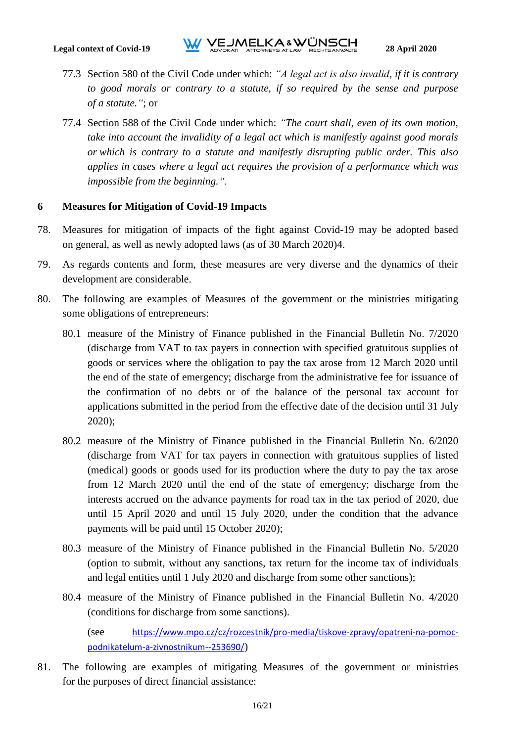77.3 Section 580 of the Civil Code under which: *"A legal act is also invalid, if it is contrary to good morals or contrary to a statute, if so required by the sense and purpose of a statute."*; or

77.4 Section 588 of the Civil Code under which: *"The court shall, even of its own motion, take into account the invalidity of a legal act which is manifestly against good morals or which is contrary to a statute and manifestly disrupting public order. This also applies in cases where a legal act requires the provision of a performance which was impossible from the beginning."*.

## 6 Measures for Mitigation of Covid-19 Impacts

78. Measures for mitigation of impacts of the fight against Covid-19 may be adopted based on general, as well as newly adopted laws (as of 30 March 2020)4.

79. As regards contents and form, these measures are very diverse and the dynamics of their development are considerable.

80. The following are examples of Measures of the government or the ministries mitigating some obligations of entrepreneurs:

80.1 measure of the Ministry of Finance published in the Financial Bulletin No. 7/2020 (discharge from VAT to tax payers in connection with specified gratuitous supplies of goods or services where the obligation to pay the tax arose from 12 March 2020 until the end of the state of emergency; discharge from the administrative fee for issuance of the confirmation of no debts or of the balance of the personal tax account for applications submitted in the period from the effective date of the decision until 31 July 2020);

80.2 measure of the Ministry of Finance published in the Financial Bulletin No. 6/2020 (discharge from VAT for tax payers in connection with gratuitous supplies of listed (medical) goods or goods used for its production where the duty to pay the tax arose from 12 March 2020 until the end of the state of emergency; discharge from the interests accrued on the advance payments for road tax in the tax period of 2020, due until 15 April 2020 and until 15 July 2020, under the condition that the advance payments will be paid until 15 October 2020);

80.3 measure of the Ministry of Finance published in the Financial Bulletin No. 5/2020 (option to submit, without any sanctions, tax return for the income tax of individuals and legal entities until 1 July 2020 and discharge from some other sanctions);

80.4 measure of the Ministry of Finance published in the Financial Bulletin No. 4/2020 (conditions for discharge from some sanctions).

(see https://www.mpo.cz/cz/rozcestnik/pro-media/tiskove-zpravy/opatreni-na-pomoc-podnikatelum-a-zivnostnikum--253690/)

81. The following are examples of mitigating Measures of the government or ministries for the purposes of direct financial assistance: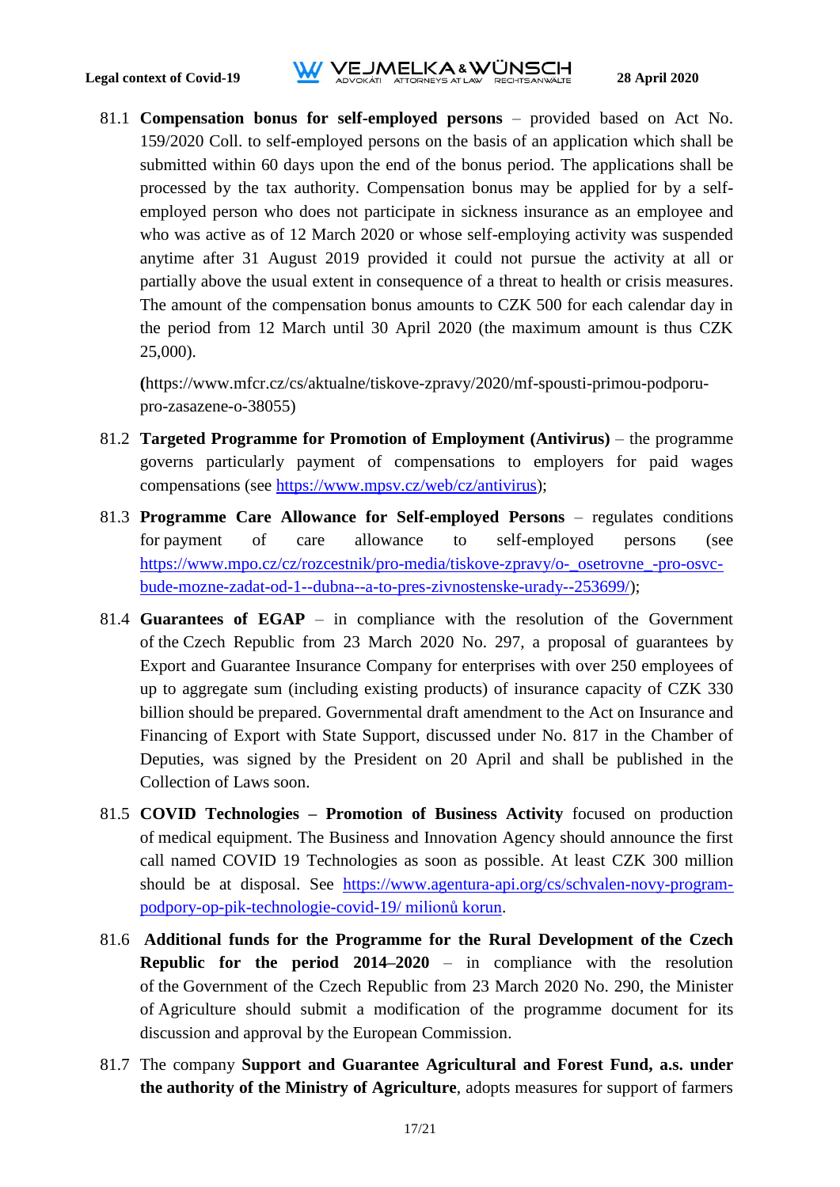81.1 **Compensation bonus for self-employed persons** – provided based on Act No. 159/2020 Coll. to self-employed persons on the basis of an application which shall be submitted within 60 days upon the end of the bonus period. The applications shall be processed by the tax authority. Compensation bonus may be applied for by a self-employed person who does not participate in sickness insurance as an employee and who was active as of 12 March 2020 or whose self-employing activity was suspended anytime after 31 August 2019 provided it could not pursue the activity at all or partially above the usual extent in consequence of a threat to health or crisis measures. The amount of the compensation bonus amounts to CZK 500 for each calendar day in the period from 12 March until 30 April 2020 (the maximum amount is thus CZK 25,000).

**(**https://www.mfcr.cz/cs/aktualne/tiskove-zpravy/2020/mf-spousti-primou-podporu-pro-zasazene-o-38055)

81.2 **Targeted Programme for Promotion of Employment (Antivirus)** – the programme governs particularly payment of compensations to employers for paid wages compensations (see https://www.mpsv.cz/web/cz/antivirus);

81.3 **Programme Care Allowance for Self-employed Persons** – regulates conditions for payment of care allowance to self-employed persons (see https://www.mpo.cz/cz/rozcestnik/pro-media/tiskove-zpravy/o-_osetrovne_-pro-osvc-bude-mozne-zadat-od-1--dubna--a-to-pres-zivnostenske-urady--253699/);

81.4 **Guarantees of EGAP** – in compliance with the resolution of the Government of the Czech Republic from 23 March 2020 No. 297, a proposal of guarantees by Export and Guarantee Insurance Company for enterprises with over 250 employees of up to aggregate sum (including existing products) of insurance capacity of CZK 330 billion should be prepared. Governmental draft amendment to the Act on Insurance and Financing of Export with State Support, discussed under No. 817 in the Chamber of Deputies, was signed by the President on 20 April and shall be published in the Collection of Laws soon.

81.5 **COVID Technologies – Promotion of Business Activity** focused on production of medical equipment. The Business and Innovation Agency should announce the first call named COVID 19 Technologies as soon as possible. At least CZK 300 million should be at disposal. See https://www.agentura-api.org/cs/schvalen-novy-program-podpory-op-pik-technologie-covid-19/ milionů korun.

81.6 **Additional funds for the Programme for the Rural Development of the Czech Republic for the period 2014–2020** – in compliance with the resolution of the Government of the Czech Republic from 23 March 2020 No. 290, the Minister of Agriculture should submit a modification of the programme document for its discussion and approval by the European Commission.

81.7 The company **Support and Guarantee Agricultural and Forest Fund, a.s. under the authority of the Ministry of Agriculture**, adopts measures for support of farmers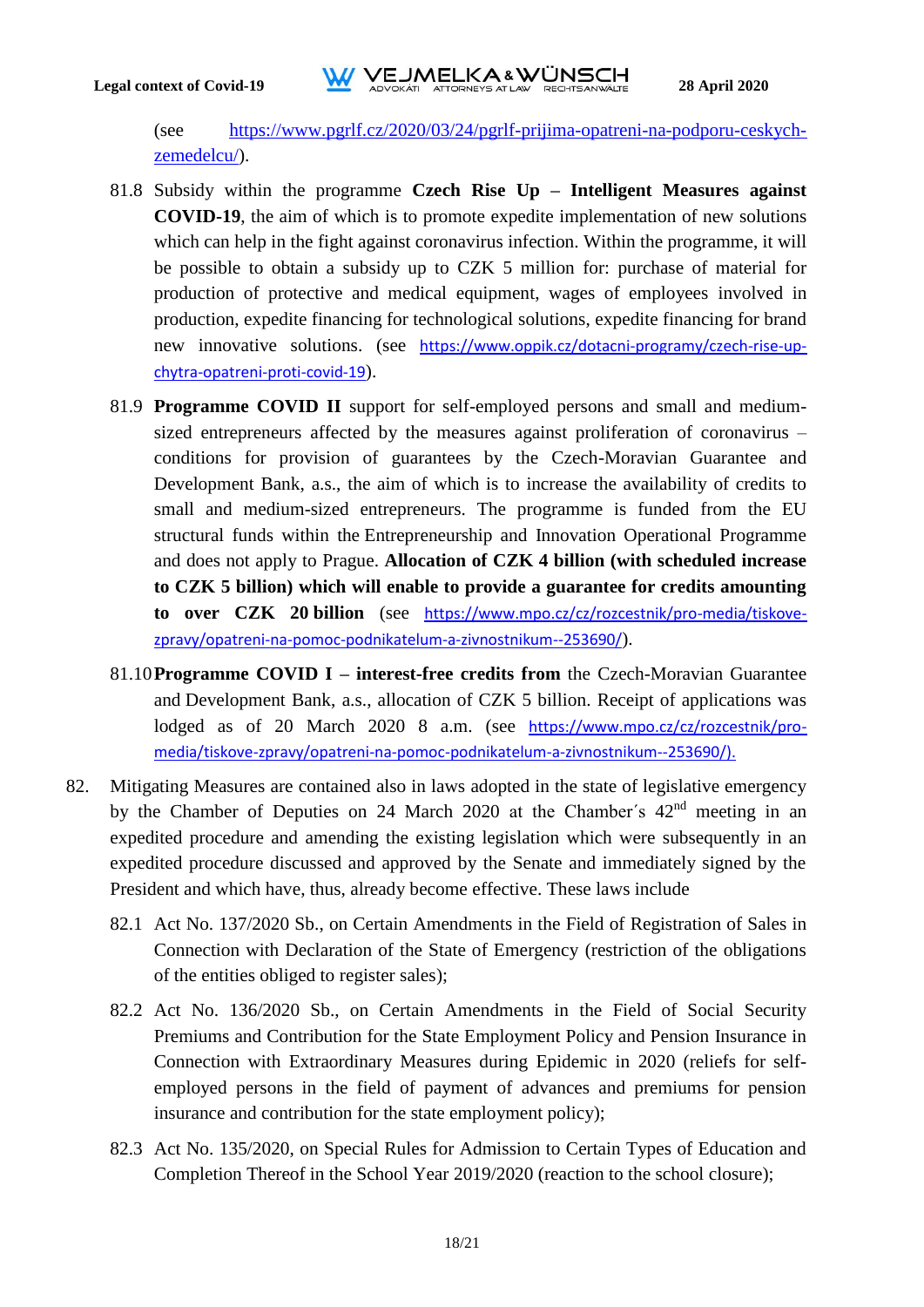(see https://www.pgrlf.cz/2020/03/24/pgrlf-prijima-opatreni-na-podporu-ceskych-zemedelcu/).

81.8 Subsidy within the programme **Czech Rise Up – Intelligent Measures against COVID-19**, the aim of which is to promote expedite implementation of new solutions which can help in the fight against coronavirus infection. Within the programme, it will be possible to obtain a subsidy up to CZK 5 million for: purchase of material for production of protective and medical equipment, wages of employees involved in production, expedite financing for technological solutions, expedite financing for brand new innovative solutions. (see https://www.oppik.cz/dotacni-programy/czech-rise-up-chytra-opatreni-proti-covid-19).

81.9 **Programme COVID II** support for self-employed persons and small and medium-sized entrepreneurs affected by the measures against proliferation of coronavirus – conditions for provision of guarantees by the Czech-Moravian Guarantee and Development Bank, a.s., the aim of which is to increase the availability of credits to small and medium-sized entrepreneurs. The programme is funded from the EU structural funds within the Entrepreneurship and Innovation Operational Programme and does not apply to Prague. **Allocation of CZK 4 billion (with scheduled increase to CZK 5 billion) which will enable to provide a guarantee for credits amounting to over CZK 20 billion** (see https://www.mpo.cz/cz/rozcestnik/pro-media/tiskove-zpravy/opatreni-na-pomoc-podnikatelum-a-zivnostnikum--253690/).

81.10 **Programme COVID I – interest-free credits from** the Czech-Moravian Guarantee and Development Bank, a.s., allocation of CZK 5 billion. Receipt of applications was lodged as of 20 March 2020 8 a.m. (see https://www.mpo.cz/cz/rozcestnik/pro-media/tiskove-zpravy/opatreni-na-pomoc-podnikatelum-a-zivnostnikum--253690/).

82. Mitigating Measures are contained also in laws adopted in the state of legislative emergency by the Chamber of Deputies on 24 March 2020 at the Chamber´s 42nd meeting in an expedited procedure and amending the existing legislation which were subsequently in an expedited procedure discussed and approved by the Senate and immediately signed by the President and which have, thus, already become effective. These laws include

82.1 Act No. 137/2020 Sb., on Certain Amendments in the Field of Registration of Sales in Connection with Declaration of the State of Emergency (restriction of the obligations of the entities obliged to register sales);

82.2 Act No. 136/2020 Sb., on Certain Amendments in the Field of Social Security Premiums and Contribution for the State Employment Policy and Pension Insurance in Connection with Extraordinary Measures during Epidemic in 2020 (reliefs for self-employed persons in the field of payment of advances and premiums for pension insurance and contribution for the state employment policy);

82.3 Act No. 135/2020, on Special Rules for Admission to Certain Types of Education and Completion Thereof in the School Year 2019/2020 (reaction to the school closure);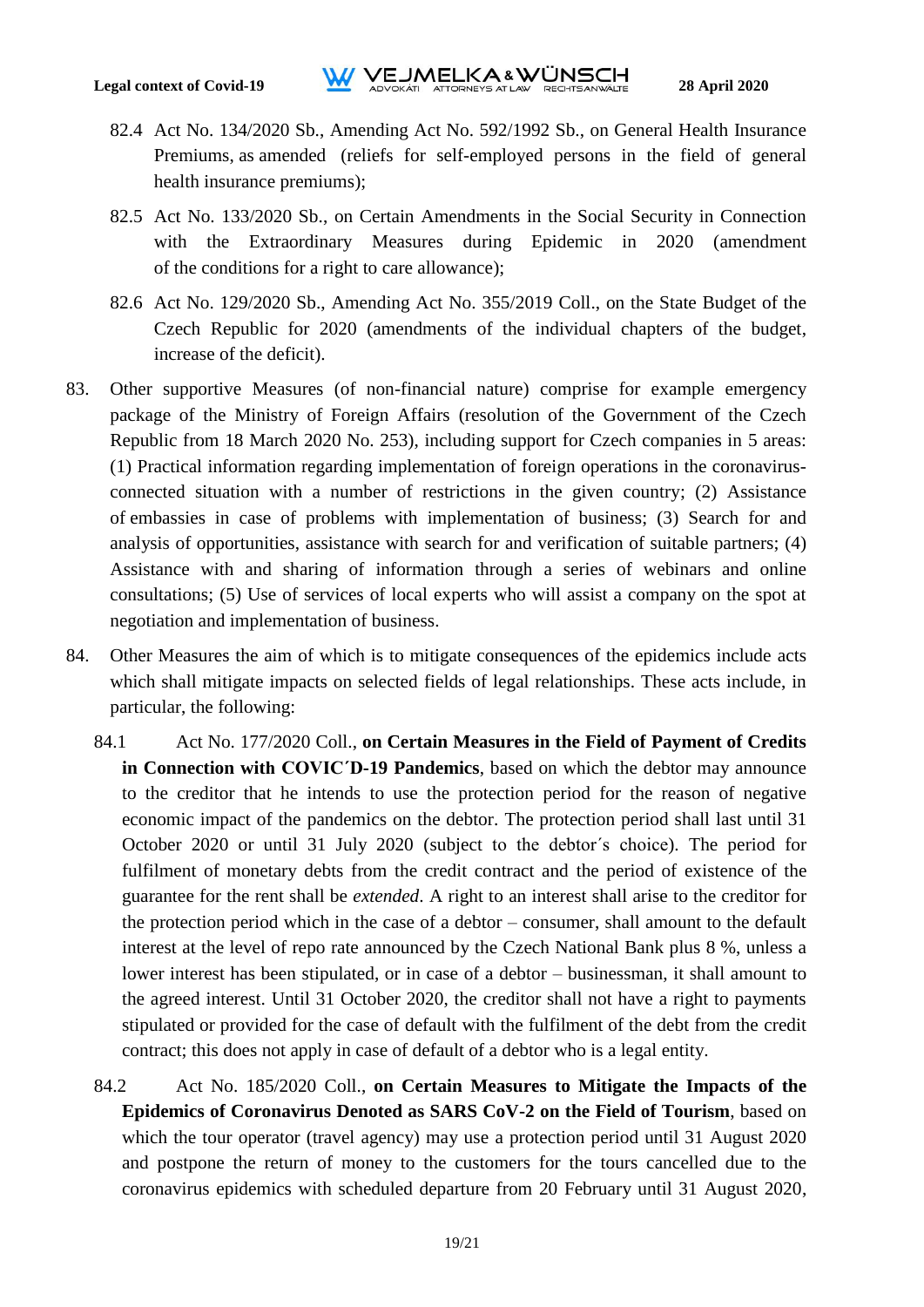82.4 Act No. 134/2020 Sb., Amending Act No. 592/1992 Sb., on General Health Insurance Premiums, as amended (reliefs for self-employed persons in the field of general health insurance premiums);

82.5 Act No. 133/2020 Sb., on Certain Amendments in the Social Security in Connection with the Extraordinary Measures during Epidemic in 2020 (amendment of the conditions for a right to care allowance);

82.6 Act No. 129/2020 Sb., Amending Act No. 355/2019 Coll., on the State Budget of the Czech Republic for 2020 (amendments of the individual chapters of the budget, increase of the deficit).

83. Other supportive Measures (of non-financial nature) comprise for example emergency package of the Ministry of Foreign Affairs (resolution of the Government of the Czech Republic from 18 March 2020 No. 253), including support for Czech companies in 5 areas: (1) Practical information regarding implementation of foreign operations in the coronavirus-connected situation with a number of restrictions in the given country; (2) Assistance of embassies in case of problems with implementation of business; (3) Search for and analysis of opportunities, assistance with search for and verification of suitable partners; (4) Assistance with and sharing of information through a series of webinars and online consultations; (5) Use of services of local experts who will assist a company on the spot at negotiation and implementation of business.

84. Other Measures the aim of which is to mitigate consequences of the epidemics include acts which shall mitigate impacts on selected fields of legal relationships. These acts include, in particular, the following:

84.1 Act No. 177/2020 Coll., **on Certain Measures in the Field of Payment of Credits in Connection with COVIC´D-19 Pandemics**, based on which the debtor may announce to the creditor that he intends to use the protection period for the reason of negative economic impact of the pandemics on the debtor. The protection period shall last until 31 October 2020 or until 31 July 2020 (subject to the debtor´s choice). The period for fulfilment of monetary debts from the credit contract and the period of existence of the guarantee for the rent shall be *extended*. A right to an interest shall arise to the creditor for the protection period which in the case of a debtor – consumer, shall amount to the default interest at the level of repo rate announced by the Czech National Bank plus 8 %, unless a lower interest has been stipulated, or in case of a debtor – businessman, it shall amount to the agreed interest. Until 31 October 2020, the creditor shall not have a right to payments stipulated or provided for the case of default with the fulfilment of the debt from the credit contract; this does not apply in case of default of a debtor who is a legal entity.

84.2 Act No. 185/2020 Coll., **on Certain Measures to Mitigate the Impacts of the Epidemics of Coronavirus Denoted as SARS CoV-2 on the Field of Tourism**, based on which the tour operator (travel agency) may use a protection period until 31 August 2020 and postpone the return of money to the customers for the tours cancelled due to the coronavirus epidemics with scheduled departure from 20 February until 31 August 2020,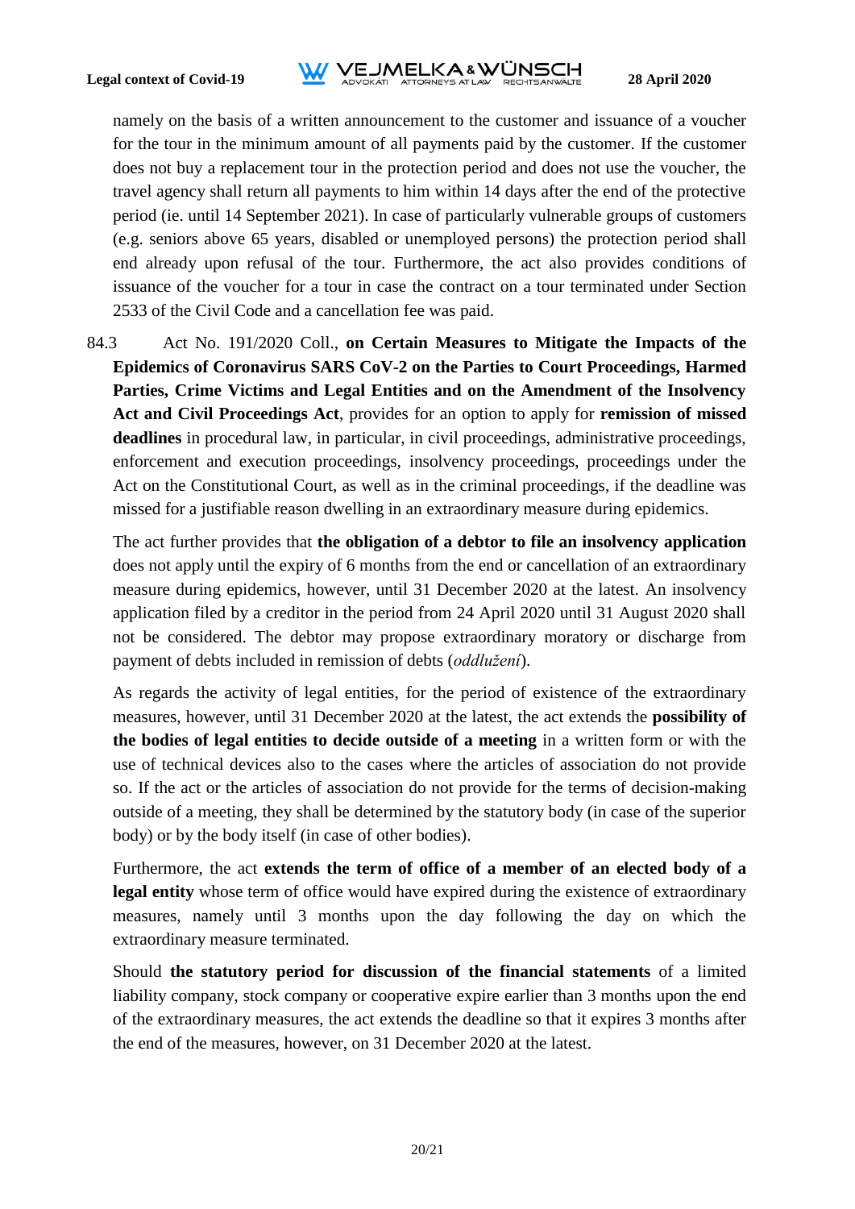namely on the basis of a written announcement to the customer and issuance of a voucher for the tour in the minimum amount of all payments paid by the customer. If the customer does not buy a replacement tour in the protection period and does not use the voucher, the travel agency shall return all payments to him within 14 days after the end of the protective period (ie. until 14 September 2021). In case of particularly vulnerable groups of customers (e.g. seniors above 65 years, disabled or unemployed persons) the protection period shall end already upon refusal of the tour. Furthermore, the act also provides conditions of issuance of the voucher for a tour in case the contract on a tour terminated under Section 2533 of the Civil Code and a cancellation fee was paid.

84.3 Act No. 191/2020 Coll., **on Certain Measures to Mitigate the Impacts of the Epidemics of Coronavirus SARS CoV-2 on the Parties to Court Proceedings, Harmed Parties, Crime Victims and Legal Entities and on the Amendment of the Insolvency Act and Civil Proceedings Act**, provides for an option to apply for **remission of missed deadlines** in procedural law, in particular, in civil proceedings, administrative proceedings, enforcement and execution proceedings, insolvency proceedings, proceedings under the Act on the Constitutional Court, as well as in the criminal proceedings, if the deadline was missed for a justifiable reason dwelling in an extraordinary measure during epidemics.

The act further provides that **the obligation of a debtor to file an insolvency application** does not apply until the expiry of 6 months from the end or cancellation of an extraordinary measure during epidemics, however, until 31 December 2020 at the latest. An insolvency application filed by a creditor in the period from 24 April 2020 until 31 August 2020 shall not be considered. The debtor may propose extraordinary moratory or discharge from payment of debts included in remission of debts (*oddlužení*).

As regards the activity of legal entities, for the period of existence of the extraordinary measures, however, until 31 December 2020 at the latest, the act extends the **possibility of the bodies of legal entities to decide outside of a meeting** in a written form or with the use of technical devices also to the cases where the articles of association do not provide so. If the act or the articles of association do not provide for the terms of decision-making outside of a meeting, they shall be determined by the statutory body (in case of the superior body) or by the body itself (in case of other bodies).

Furthermore, the act **extends the term of office of a member of an elected body of a legal entity** whose term of office would have expired during the existence of extraordinary measures, namely until 3 months upon the day following the day on which the extraordinary measure terminated.

Should **the statutory period for discussion of the financial statements** of a limited liability company, stock company or cooperative expire earlier than 3 months upon the end of the extraordinary measures, the act extends the deadline so that it expires 3 months after the end of the measures, however, on 31 December 2020 at the latest.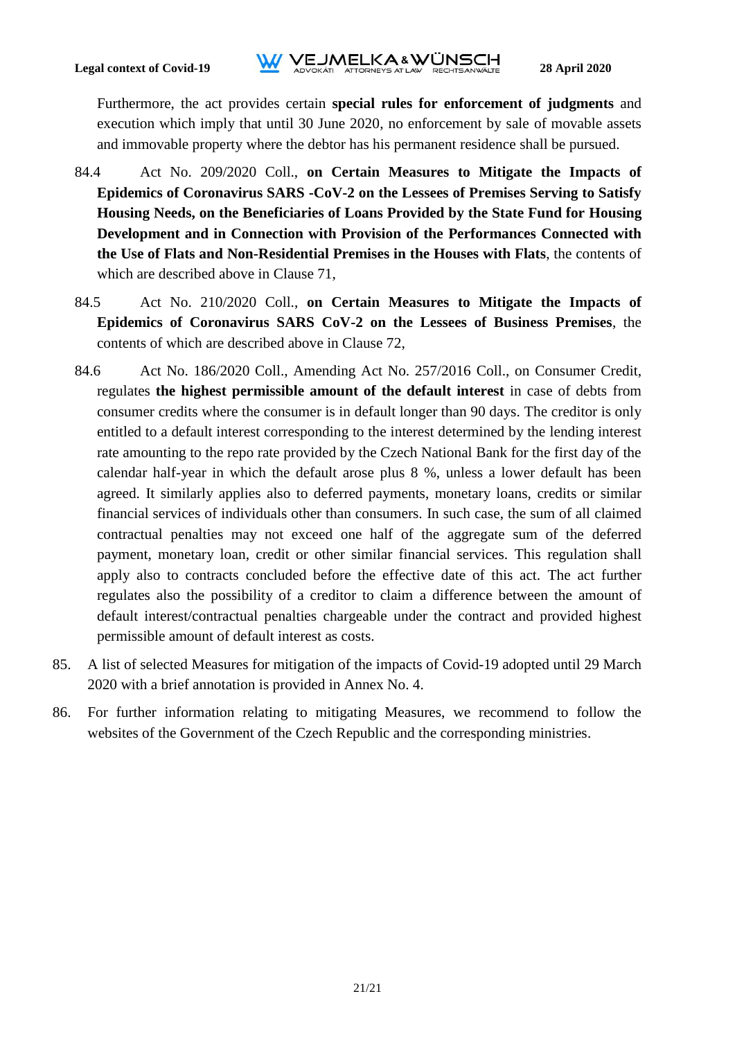Furthermore, the act provides certain **special rules for enforcement of judgments** and execution which imply that until 30 June 2020, no enforcement by sale of movable assets and immovable property where the debtor has his permanent residence shall be pursued.

84.4 Act No. 209/2020 Coll., **on Certain Measures to Mitigate the Impacts of Epidemics of Coronavirus SARS -CoV-2 on the Lessees of Premises Serving to Satisfy Housing Needs, on the Beneficiaries of Loans Provided by the State Fund for Housing Development and in Connection with Provision of the Performances Connected with the Use of Flats and Non-Residential Premises in the Houses with Flats**, the contents of which are described above in Clause 71,

84.5 Act No. 210/2020 Coll., **on Certain Measures to Mitigate the Impacts of Epidemics of Coronavirus SARS CoV-2 on the Lessees of Business Premises**, the contents of which are described above in Clause 72,

84.6 Act No. 186/2020 Coll., Amending Act No. 257/2016 Coll., on Consumer Credit, regulates **the highest permissible amount of the default interest** in case of debts from consumer credits where the consumer is in default longer than 90 days. The creditor is only entitled to a default interest corresponding to the interest determined by the lending interest rate amounting to the repo rate provided by the Czech National Bank for the first day of the calendar half-year in which the default arose plus 8 %, unless a lower default has been agreed. It similarly applies also to deferred payments, monetary loans, credits or similar financial services of individuals other than consumers. In such case, the sum of all claimed contractual penalties may not exceed one half of the aggregate sum of the deferred payment, monetary loan, credit or other similar financial services. This regulation shall apply also to contracts concluded before the effective date of this act. The act further regulates also the possibility of a creditor to claim a difference between the amount of default interest/contractual penalties chargeable under the contract and provided highest permissible amount of default interest as costs.

85. A list of selected Measures for mitigation of the impacts of Covid-19 adopted until 29 March 2020 with a brief annotation is provided in Annex No. 4.

86. For further information relating to mitigating Measures, we recommend to follow the websites of the Government of the Czech Republic and the corresponding ministries.